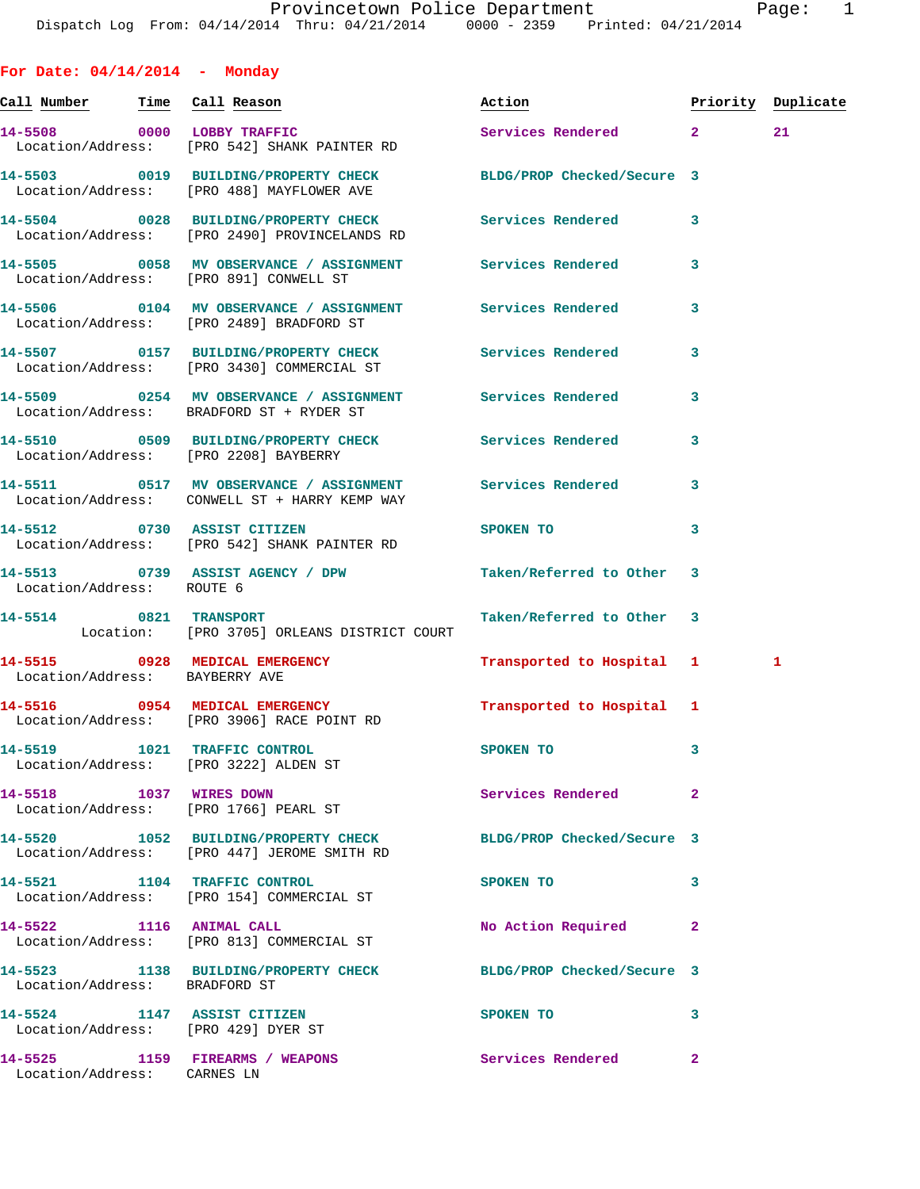Provincetown Police Department

Dispatch Log From: 04/14/2014 Thru: 04/21/2014 0000 - 2359 Printed: 04/21/2014

## For Date: 04/14/2014 - Monday

| Call Number | Time | Call Reason | Action | Priority | Duplicate |
|---|---|---|---|---|---|
| 14-5508 | 0000 | LOBBY TRAFFIC | Services Rendered | 2 | 21 |
| Location/Address: | | [PRO 542] SHANK PAINTER RD | | | |
| 14-5503 | 0019 | BUILDING/PROPERTY CHECK | BLDG/PROP Checked/Secure | 3 | |
| Location/Address: | | [PRO 488] MAYFLOWER AVE | | | |
| 14-5504 | 0028 | BUILDING/PROPERTY CHECK | Services Rendered | 3 | |
| Location/Address: | | [PRO 2490] PROVINCELANDS RD | | | |
| 14-5505 | 0058 | MV OBSERVANCE / ASSIGNMENT | Services Rendered | 3 | |
| Location/Address: | | [PRO 891] CONWELL ST | | | |
| 14-5506 | 0104 | MV OBSERVANCE / ASSIGNMENT | Services Rendered | 3 | |
| Location/Address: | | [PRO 2489] BRADFORD ST | | | |
| 14-5507 | 0157 | BUILDING/PROPERTY CHECK | Services Rendered | 3 | |
| Location/Address: | | [PRO 3430] COMMERCIAL ST | | | |
| 14-5509 | 0254 | MV OBSERVANCE / ASSIGNMENT | Services Rendered | 3 | |
| Location/Address: | | BRADFORD ST + RYDER ST | | | |
| 14-5510 | 0509 | BUILDING/PROPERTY CHECK | Services Rendered | 3 | |
| Location/Address: | | [PRO 2208] BAYBERRY | | | |
| 14-5511 | 0517 | MV OBSERVANCE / ASSIGNMENT | Services Rendered | 3 | |
| Location/Address: | | CONWELL ST + HARRY KEMP WAY | | | |
| 14-5512 | 0730 | ASSIST CITIZEN | SPOKEN TO | 3 | |
| Location/Address: | | [PRO 542] SHANK PAINTER RD | | | |
| 14-5513 | 0739 | ASSIST AGENCY / DPW | Taken/Referred to Other | 3 | |
| Location/Address: | | ROUTE 6 | | | |
| 14-5514 | 0821 | TRANSPORT | Taken/Referred to Other | 3 | |
| Location: | | [PRO 3705] ORLEANS DISTRICT COURT | | | |
| 14-5515 | 0928 | MEDICAL EMERGENCY | Transported to Hospital | 1 | 1 |
| Location/Address: | | BAYBERRY AVE | | | |
| 14-5516 | 0954 | MEDICAL EMERGENCY | Transported to Hospital | 1 | |
| Location/Address: | | [PRO 3906] RACE POINT RD | | | |
| 14-5519 | 1021 | TRAFFIC CONTROL | SPOKEN TO | 3 | |
| Location/Address: | | [PRO 3222] ALDEN ST | | | |
| 14-5518 | 1037 | WIRES DOWN | Services Rendered | 2 | |
| Location/Address: | | [PRO 1766] PEARL ST | | | |
| 14-5520 | 1052 | BUILDING/PROPERTY CHECK | BLDG/PROP Checked/Secure | 3 | |
| Location/Address: | | [PRO 447] JEROME SMITH RD | | | |
| 14-5521 | 1104 | TRAFFIC CONTROL | SPOKEN TO | 3 | |
| Location/Address: | | [PRO 154] COMMERCIAL ST | | | |
| 14-5522 | 1116 | ANIMAL CALL | No Action Required | 2 | |
| Location/Address: | | [PRO 813] COMMERCIAL ST | | | |
| 14-5523 | 1138 | BUILDING/PROPERTY CHECK | BLDG/PROP Checked/Secure | 3 | |
| Location/Address: | | BRADFORD ST | | | |
| 14-5524 | 1147 | ASSIST CITIZEN | SPOKEN TO | 3 | |
| Location/Address: | | [PRO 429] DYER ST | | | |
| 14-5525 | 1159 | FIREARMS / WEAPONS | Services Rendered | 2 | |
| Location/Address: | | CARNES LN | | | |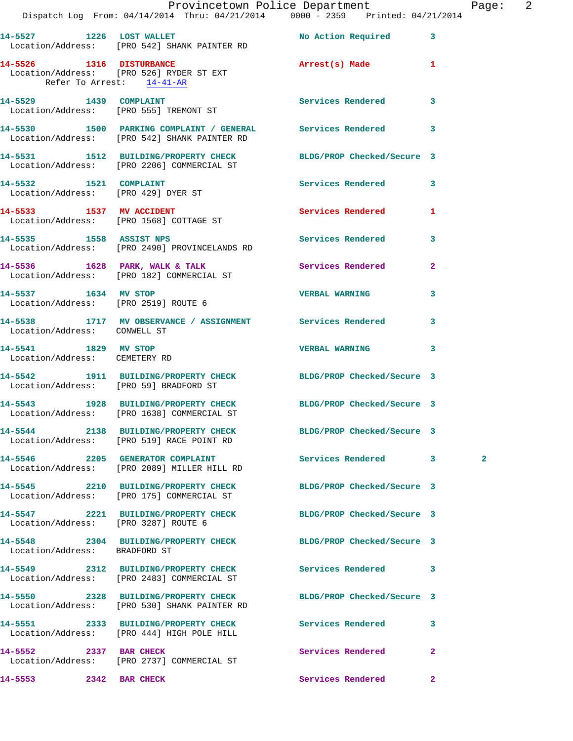14-5527 1226 LOST WALLET No Action Required 3
Location/Address: [PRO 542] SHANK PAINTER RD

14-5526 1316 DISTURBANCE Arrest(s) Made 1
Location/Address: [PRO 526] RYDER ST EXT
Refer To Arrest: 14-41-AR

14-5529 1439 COMPLAINT Services Rendered 3
Location/Address: [PRO 555] TREMONT ST

14-5530 1500 PARKING COMPLAINT / GENERAL Services Rendered 3
Location/Address: [PRO 542] SHANK PAINTER RD

14-5531 1512 BUILDING/PROPERTY CHECK BLDG/PROP Checked/Secure 3
Location/Address: [PRO 2206] COMMERCIAL ST

14-5532 1521 COMPLAINT Services Rendered 3
Location/Address: [PRO 429] DYER ST

14-5533 1537 MV ACCIDENT Services Rendered 1
Location/Address: [PRO 1568] COTTAGE ST

14-5535 1558 ASSIST NPS Services Rendered 3
Location/Address: [PRO 2490] PROVINCELANDS RD

14-5536 1628 PARK, WALK & TALK Services Rendered 2
Location/Address: [PRO 182] COMMERCIAL ST

14-5537 1634 MV STOP VERBAL WARNING 3
Location/Address: [PRO 2519] ROUTE 6

14-5538 1717 MV OBSERVANCE / ASSIGNMENT Services Rendered 3
Location/Address: CONWELL ST

14-5541 1829 MV STOP VERBAL WARNING 3
Location/Address: CEMETERY RD

14-5542 1911 BUILDING/PROPERTY CHECK BLDG/PROP Checked/Secure 3
Location/Address: [PRO 59] BRADFORD ST

14-5543 1928 BUILDING/PROPERTY CHECK BLDG/PROP Checked/Secure 3
Location/Address: [PRO 1638] COMMERCIAL ST

14-5544 2138 BUILDING/PROPERTY CHECK BLDG/PROP Checked/Secure 3
Location/Address: [PRO 519] RACE POINT RD

14-5546 2205 GENERATOR COMPLAINT Services Rendered 3 2
Location/Address: [PRO 2089] MILLER HILL RD

14-5545 2210 BUILDING/PROPERTY CHECK BLDG/PROP Checked/Secure 3
Location/Address: [PRO 175] COMMERCIAL ST

14-5547 2221 BUILDING/PROPERTY CHECK BLDG/PROP Checked/Secure 3
Location/Address: [PRO 3287] ROUTE 6

14-5548 2304 BUILDING/PROPERTY CHECK BLDG/PROP Checked/Secure 3
Location/Address: BRADFORD ST

14-5549 2312 BUILDING/PROPERTY CHECK Services Rendered 3
Location/Address: [PRO 2483] COMMERCIAL ST

14-5550 2328 BUILDING/PROPERTY CHECK BLDG/PROP Checked/Secure 3
Location/Address: [PRO 530] SHANK PAINTER RD

14-5551 2333 BUILDING/PROPERTY CHECK Services Rendered 3
Location/Address: [PRO 444] HIGH POLE HILL

14-5552 2337 BAR CHECK Services Rendered 2
Location/Address: [PRO 2737] COMMERCIAL ST

14-5553 2342 BAR CHECK Services Rendered 2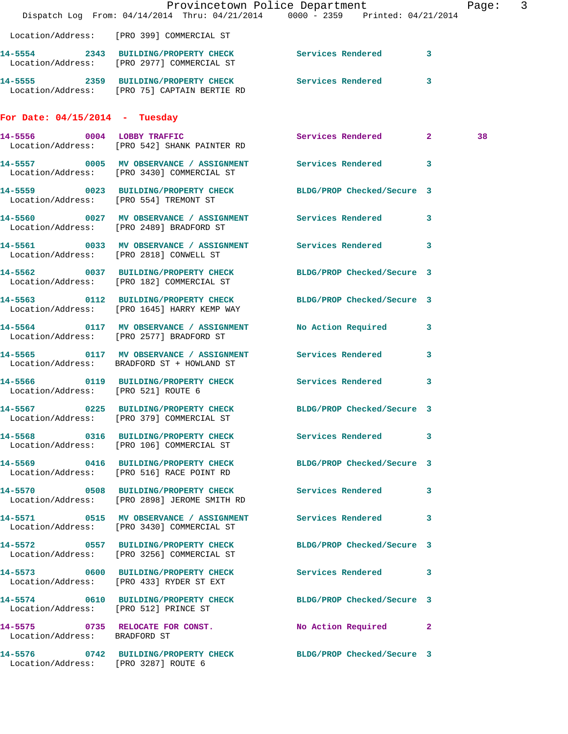Location/Address: [PRO 399] COMMERCIAL ST

| Call # | Time | Call Reason | Action | Priority | |
|---|---|---|---|---|---|
| 14-5554 | 2343 | BUILDING/PROPERTY CHECK | Services Rendered | 3 | |
| | | Location/Address: [PRO 2977] COMMERCIAL ST | | | |
| 14-5555 | 2359 | BUILDING/PROPERTY CHECK | Services Rendered | 3 | |
| | | Location/Address: [PRO 75] CAPTAIN BERTIE RD | | | |

**For Date: 04/15/2014 - Tuesday**

| Call # | Time | Call Reason | Action | Priority | |
|---|---|---|---|---|---|
| 14-5556 | 0004 | LOBBY TRAFFIC | Services Rendered | 2 | 38 |
| | | Location/Address: [PRO 542] SHANK PAINTER RD | | | |
| 14-5557 | 0005 | MV OBSERVANCE / ASSIGNMENT | Services Rendered | 3 | |
| | | Location/Address: [PRO 3430] COMMERCIAL ST | | | |
| 14-5559 | 0023 | BUILDING/PROPERTY CHECK | BLDG/PROP Checked/Secure | 3 | |
| | | Location/Address: [PRO 554] TREMONT ST | | | |
| 14-5560 | 0027 | MV OBSERVANCE / ASSIGNMENT | Services Rendered | 3 | |
| | | Location/Address: [PRO 2489] BRADFORD ST | | | |
| 14-5561 | 0033 | MV OBSERVANCE / ASSIGNMENT | Services Rendered | 3 | |
| | | Location/Address: [PRO 2818] CONWELL ST | | | |
| 14-5562 | 0037 | BUILDING/PROPERTY CHECK | BLDG/PROP Checked/Secure | 3 | |
| | | Location/Address: [PRO 182] COMMERCIAL ST | | | |
| 14-5563 | 0112 | BUILDING/PROPERTY CHECK | BLDG/PROP Checked/Secure | 3 | |
| | | Location/Address: [PRO 1645] HARRY KEMP WAY | | | |
| 14-5564 | 0117 | MV OBSERVANCE / ASSIGNMENT | No Action Required | 3 | |
| | | Location/Address: [PRO 2577] BRADFORD ST | | | |
| 14-5565 | 0117 | MV OBSERVANCE / ASSIGNMENT | Services Rendered | 3 | |
| | | Location/Address: BRADFORD ST + HOWLAND ST | | | |
| 14-5566 | 0119 | BUILDING/PROPERTY CHECK | Services Rendered | 3 | |
| | | Location/Address: [PRO 521] ROUTE 6 | | | |
| 14-5567 | 0225 | BUILDING/PROPERTY CHECK | BLDG/PROP Checked/Secure | 3 | |
| | | Location/Address: [PRO 379] COMMERCIAL ST | | | |
| 14-5568 | 0316 | BUILDING/PROPERTY CHECK | Services Rendered | 3 | |
| | | Location/Address: [PRO 106] COMMERCIAL ST | | | |
| 14-5569 | 0416 | BUILDING/PROPERTY CHECK | BLDG/PROP Checked/Secure | 3 | |
| | | Location/Address: [PRO 516] RACE POINT RD | | | |
| 14-5570 | 0508 | BUILDING/PROPERTY CHECK | Services Rendered | 3 | |
| | | Location/Address: [PRO 2898] JEROME SMITH RD | | | |
| 14-5571 | 0515 | MV OBSERVANCE / ASSIGNMENT | Services Rendered | 3 | |
| | | Location/Address: [PRO 3430] COMMERCIAL ST | | | |
| 14-5572 | 0557 | BUILDING/PROPERTY CHECK | BLDG/PROP Checked/Secure | 3 | |
| | | Location/Address: [PRO 3256] COMMERCIAL ST | | | |
| 14-5573 | 0600 | BUILDING/PROPERTY CHECK | Services Rendered | 3 | |
| | | Location/Address: [PRO 433] RYDER ST EXT | | | |
| 14-5574 | 0610 | BUILDING/PROPERTY CHECK | BLDG/PROP Checked/Secure | 3 | |
| | | Location/Address: [PRO 512] PRINCE ST | | | |
| 14-5575 | 0735 | RELOCATE FOR CONST. | No Action Required | 2 | |
| | | Location/Address: BRADFORD ST | | | |
| 14-5576 | 0742 | BUILDING/PROPERTY CHECK | BLDG/PROP Checked/Secure | 3 | |
| | | Location/Address: [PRO 3287] ROUTE 6 | | | |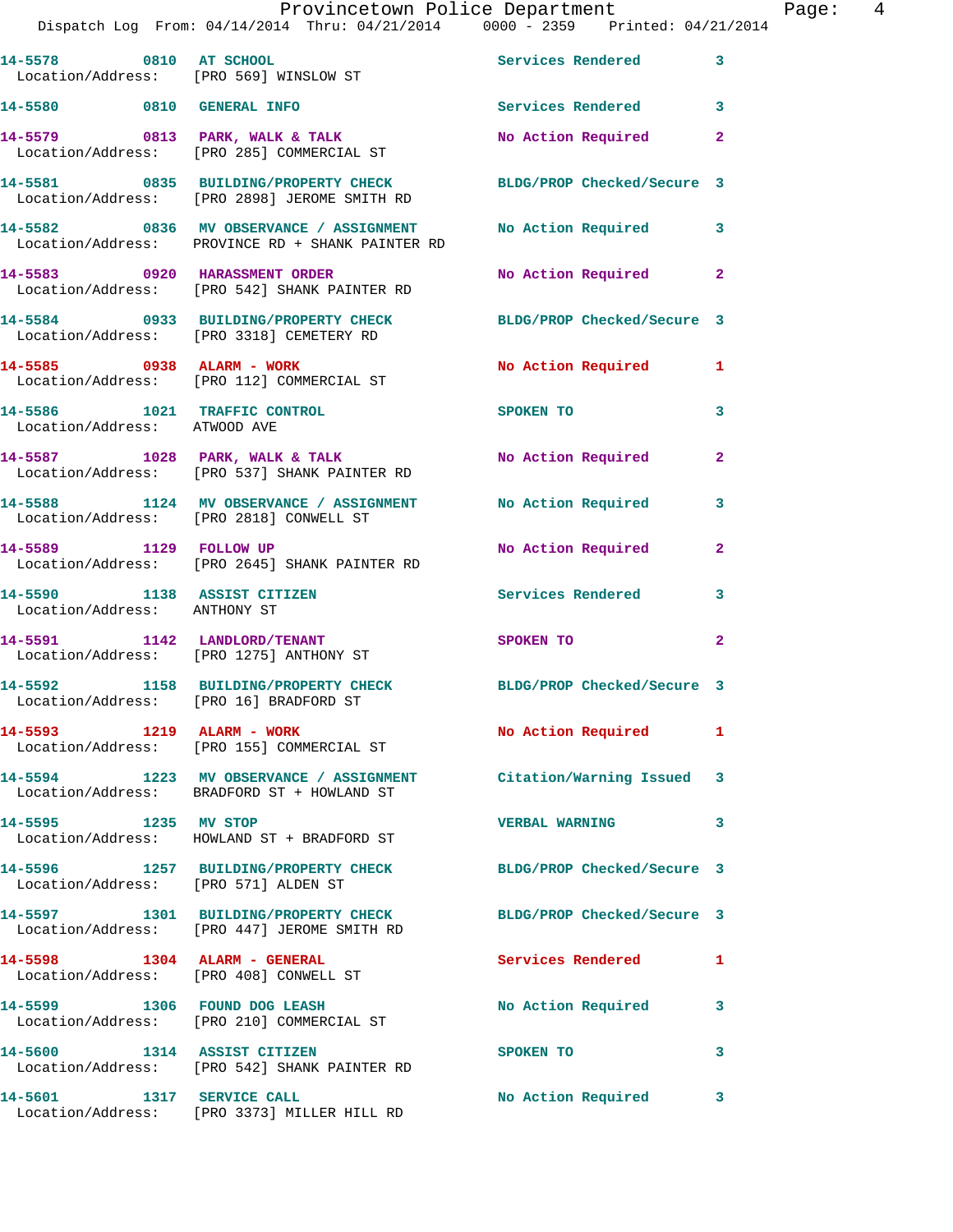14-5578 0810 AT SCHOOL Services Rendered 3
Location/Address: [PRO 569] WINSLOW ST

14-5580 0810 GENERAL INFO Services Rendered 3

14-5579 0813 PARK, WALK & TALK No Action Required 2
Location/Address: [PRO 285] COMMERCIAL ST

14-5581 0835 BUILDING/PROPERTY CHECK BLDG/PROP Checked/Secure 3
Location/Address: [PRO 2898] JEROME SMITH RD

14-5582 0836 MV OBSERVANCE / ASSIGNMENT No Action Required 3
Location/Address: PROVINCE RD + SHANK PAINTER RD

14-5583 0920 HARASSMENT ORDER No Action Required 2
Location/Address: [PRO 542] SHANK PAINTER RD

14-5584 0933 BUILDING/PROPERTY CHECK BLDG/PROP Checked/Secure 3
Location/Address: [PRO 3318] CEMETERY RD

14-5585 0938 ALARM - WORK No Action Required 1
Location/Address: [PRO 112] COMMERCIAL ST

14-5586 1021 TRAFFIC CONTROL SPOKEN TO 3
Location/Address: ATWOOD AVE

14-5587 1028 PARK, WALK & TALK No Action Required 2
Location/Address: [PRO 537] SHANK PAINTER RD

14-5588 1124 MV OBSERVANCE / ASSIGNMENT No Action Required 3
Location/Address: [PRO 2818] CONWELL ST

14-5589 1129 FOLLOW UP No Action Required 2
Location/Address: [PRO 2645] SHANK PAINTER RD

14-5590 1138 ASSIST CITIZEN Services Rendered 3
Location/Address: ANTHONY ST

14-5591 1142 LANDLORD/TENANT SPOKEN TO 2
Location/Address: [PRO 1275] ANTHONY ST

14-5592 1158 BUILDING/PROPERTY CHECK BLDG/PROP Checked/Secure 3
Location/Address: [PRO 16] BRADFORD ST

14-5593 1219 ALARM - WORK No Action Required 1
Location/Address: [PRO 155] COMMERCIAL ST

14-5594 1223 MV OBSERVANCE / ASSIGNMENT Citation/Warning Issued 3
Location/Address: BRADFORD ST + HOWLAND ST

14-5595 1235 MV STOP VERBAL WARNING 3
Location/Address: HOWLAND ST + BRADFORD ST

14-5596 1257 BUILDING/PROPERTY CHECK BLDG/PROP Checked/Secure 3
Location/Address: [PRO 571] ALDEN ST

14-5597 1301 BUILDING/PROPERTY CHECK BLDG/PROP Checked/Secure 3
Location/Address: [PRO 447] JEROME SMITH RD

14-5598 1304 ALARM - GENERAL Services Rendered 1
Location/Address: [PRO 408] CONWELL ST

14-5599 1306 FOUND DOG LEASH No Action Required 3
Location/Address: [PRO 210] COMMERCIAL ST

14-5600 1314 ASSIST CITIZEN SPOKEN TO 3
Location/Address: [PRO 542] SHANK PAINTER RD

14-5601 1317 SERVICE CALL No Action Required 3
Location/Address: [PRO 3373] MILLER HILL RD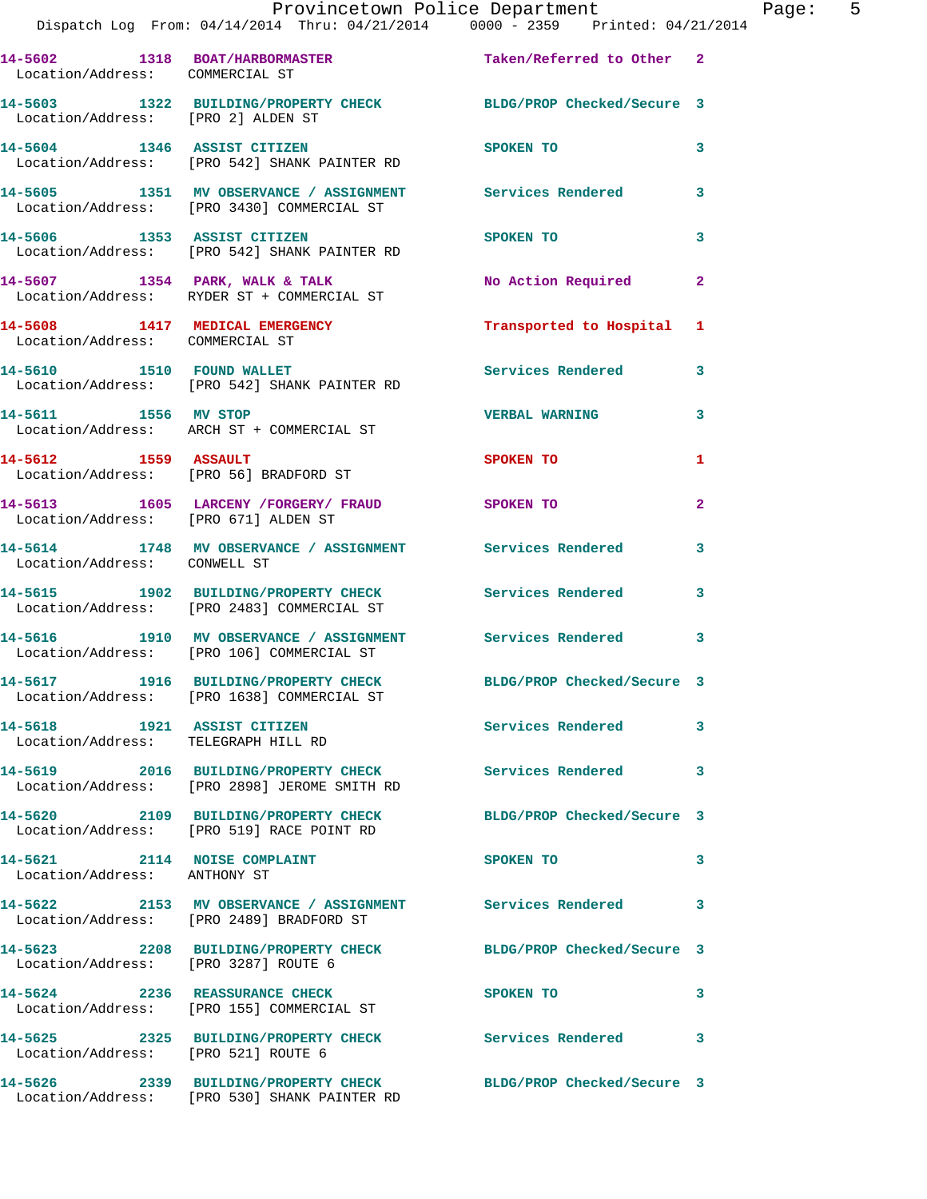| Call Number | Time | Call Reason | Action | Priority |
|---|---|---|---|---|
| 14-5602 | 1318 | BOAT/HARBORMASTER | Taken/Referred to Other | 2 |
| Location/Address: | | COMMERCIAL ST | | |
| 14-5603 | 1322 | BUILDING/PROPERTY CHECK | BLDG/PROP Checked/Secure | 3 |
| Location/Address: | | [PRO 2] ALDEN ST | | |
| 14-5604 | 1346 | ASSIST CITIZEN | SPOKEN TO | 3 |
| Location/Address: | | [PRO 542] SHANK PAINTER RD | | |
| 14-5605 | 1351 | MV OBSERVANCE / ASSIGNMENT | Services Rendered | 3 |
| Location/Address: | | [PRO 3430] COMMERCIAL ST | | |
| 14-5606 | 1353 | ASSIST CITIZEN | SPOKEN TO | 3 |
| Location/Address: | | [PRO 542] SHANK PAINTER RD | | |
| 14-5607 | 1354 | PARK, WALK & TALK | No Action Required | 2 |
| Location/Address: | | RYDER ST + COMMERCIAL ST | | |
| 14-5608 | 1417 | MEDICAL EMERGENCY | Transported to Hospital | 1 |
| Location/Address: | | COMMERCIAL ST | | |
| 14-5610 | 1510 | FOUND WALLET | Services Rendered | 3 |
| Location/Address: | | [PRO 542] SHANK PAINTER RD | | |
| 14-5611 | 1556 | MV STOP | VERBAL WARNING | 3 |
| Location/Address: | | ARCH ST + COMMERCIAL ST | | |
| 14-5612 | 1559 | ASSAULT | SPOKEN TO | 1 |
| Location/Address: | | [PRO 56] BRADFORD ST | | |
| 14-5613 | 1605 | LARCENY /FORGERY/ FRAUD | SPOKEN TO | 2 |
| Location/Address: | | [PRO 671] ALDEN ST | | |
| 14-5614 | 1748 | MV OBSERVANCE / ASSIGNMENT | Services Rendered | 3 |
| Location/Address: | | CONWELL ST | | |
| 14-5615 | 1902 | BUILDING/PROPERTY CHECK | Services Rendered | 3 |
| Location/Address: | | [PRO 2483] COMMERCIAL ST | | |
| 14-5616 | 1910 | MV OBSERVANCE / ASSIGNMENT | Services Rendered | 3 |
| Location/Address: | | [PRO 106] COMMERCIAL ST | | |
| 14-5617 | 1916 | BUILDING/PROPERTY CHECK | BLDG/PROP Checked/Secure | 3 |
| Location/Address: | | [PRO 1638] COMMERCIAL ST | | |
| 14-5618 | 1921 | ASSIST CITIZEN | Services Rendered | 3 |
| Location/Address: | | TELEGRAPH HILL RD | | |
| 14-5619 | 2016 | BUILDING/PROPERTY CHECK | Services Rendered | 3 |
| Location/Address: | | [PRO 2898] JEROME SMITH RD | | |
| 14-5620 | 2109 | BUILDING/PROPERTY CHECK | BLDG/PROP Checked/Secure | 3 |
| Location/Address: | | [PRO 519] RACE POINT RD | | |
| 14-5621 | 2114 | NOISE COMPLAINT | SPOKEN TO | 3 |
| Location/Address: | | ANTHONY ST | | |
| 14-5622 | 2153 | MV OBSERVANCE / ASSIGNMENT | Services Rendered | 3 |
| Location/Address: | | [PRO 2489] BRADFORD ST | | |
| 14-5623 | 2208 | BUILDING/PROPERTY CHECK | BLDG/PROP Checked/Secure | 3 |
| Location/Address: | | [PRO 3287] ROUTE 6 | | |
| 14-5624 | 2236 | REASSURANCE CHECK | SPOKEN TO | 3 |
| Location/Address: | | [PRO 155] COMMERCIAL ST | | |
| 14-5625 | 2325 | BUILDING/PROPERTY CHECK | Services Rendered | 3 |
| Location/Address: | | [PRO 521] ROUTE 6 | | |
| 14-5626 | 2339 | BUILDING/PROPERTY CHECK | BLDG/PROP Checked/Secure | 3 |
| Location/Address: | | [PRO 530] SHANK PAINTER RD | | |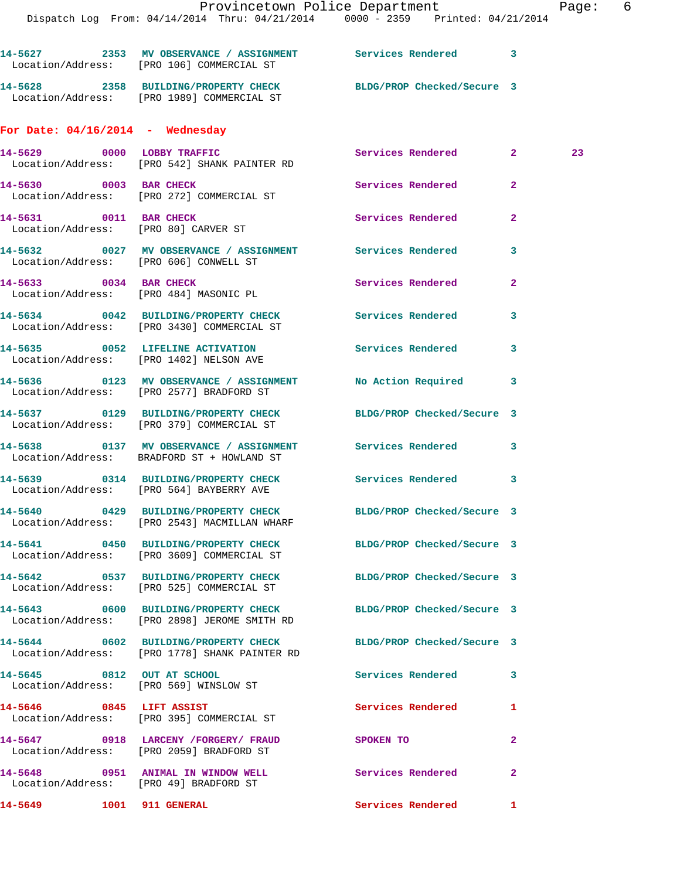14-5627 2353 MV OBSERVANCE / ASSIGNMENT Services Rendered 3
Location/Address: [PRO 106] COMMERCIAL ST

14-5628 2358 BUILDING/PROPERTY CHECK BLDG/PROP Checked/Secure 3
Location/Address: [PRO 1989] COMMERCIAL ST

## For Date: 04/16/2014 - Wednesday

14-5629 0000 LOBBY TRAFFIC Services Rendered 2 23
Location/Address: [PRO 542] SHANK PAINTER RD

14-5630 0003 BAR CHECK Services Rendered 2
Location/Address: [PRO 272] COMMERCIAL ST

14-5631 0011 BAR CHECK Services Rendered 2
Location/Address: [PRO 80] CARVER ST

14-5632 0027 MV OBSERVANCE / ASSIGNMENT Services Rendered 3
Location/Address: [PRO 606] CONWELL ST

14-5633 0034 BAR CHECK Services Rendered 2
Location/Address: [PRO 484] MASONIC PL

14-5634 0042 BUILDING/PROPERTY CHECK Services Rendered 3
Location/Address: [PRO 3430] COMMERCIAL ST

14-5635 0052 LIFELINE ACTIVATION Services Rendered 3
Location/Address: [PRO 1402] NELSON AVE

14-5636 0123 MV OBSERVANCE / ASSIGNMENT No Action Required 3
Location/Address: [PRO 2577] BRADFORD ST

14-5637 0129 BUILDING/PROPERTY CHECK BLDG/PROP Checked/Secure 3
Location/Address: [PRO 379] COMMERCIAL ST

14-5638 0137 MV OBSERVANCE / ASSIGNMENT Services Rendered 3
Location/Address: BRADFORD ST + HOWLAND ST

14-5639 0314 BUILDING/PROPERTY CHECK Services Rendered 3
Location/Address: [PRO 564] BAYBERRY AVE

14-5640 0429 BUILDING/PROPERTY CHECK BLDG/PROP Checked/Secure 3
Location/Address: [PRO 2543] MACMILLAN WHARF

14-5641 0450 BUILDING/PROPERTY CHECK BLDG/PROP Checked/Secure 3
Location/Address: [PRO 3609] COMMERCIAL ST

14-5642 0537 BUILDING/PROPERTY CHECK BLDG/PROP Checked/Secure 3
Location/Address: [PRO 525] COMMERCIAL ST

14-5643 0600 BUILDING/PROPERTY CHECK BLDG/PROP Checked/Secure 3
Location/Address: [PRO 2898] JEROME SMITH RD

14-5644 0602 BUILDING/PROPERTY CHECK BLDG/PROP Checked/Secure 3
Location/Address: [PRO 1778] SHANK PAINTER RD

14-5645 0812 OUT AT SCHOOL Services Rendered 3
Location/Address: [PRO 569] WINSLOW ST

14-5646 0845 LIFT ASSIST Services Rendered 1
Location/Address: [PRO 395] COMMERCIAL ST

14-5647 0918 LARCENY /FORGERY/ FRAUD SPOKEN TO 2
Location/Address: [PRO 2059] BRADFORD ST

14-5648 0951 ANIMAL IN WINDOW WELL Services Rendered 2
Location/Address: [PRO 49] BRADFORD ST

14-5649 1001 911 GENERAL Services Rendered 1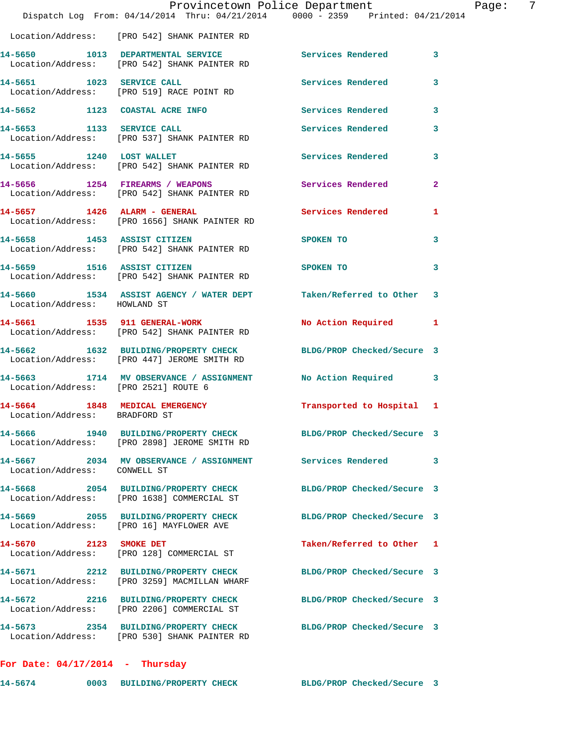Location/Address: [PRO 542] SHANK PAINTER RD

| Call # | Time | Call Reason | Action | Priority |
|---|---|---|---|---|
| 14-5650 | 1013 | DEPARTMENTAL SERVICE | Services Rendered | 3 |
| | | Location/Address: [PRO 542] SHANK PAINTER RD | | |
| 14-5651 | 1023 | SERVICE CALL | Services Rendered | 3 |
| | | Location/Address: [PRO 519] RACE POINT RD | | |
| 14-5652 | 1123 | COASTAL ACRE INFO | Services Rendered | 3 |
| 14-5653 | 1133 | SERVICE CALL | Services Rendered | 3 |
| | | Location/Address: [PRO 537] SHANK PAINTER RD | | |
| 14-5655 | 1240 | LOST WALLET | Services Rendered | 3 |
| | | Location/Address: [PRO 542] SHANK PAINTER RD | | |
| 14-5656 | 1254 | FIREARMS / WEAPONS | Services Rendered | 2 |
| | | Location/Address: [PRO 542] SHANK PAINTER RD | | |
| 14-5657 | 1426 | ALARM - GENERAL | Services Rendered | 1 |
| | | Location/Address: [PRO 1656] SHANK PAINTER RD | | |
| 14-5658 | 1453 | ASSIST CITIZEN | SPOKEN TO | 3 |
| | | Location/Address: [PRO 542] SHANK PAINTER RD | | |
| 14-5659 | 1516 | ASSIST CITIZEN | SPOKEN TO | 3 |
| | | Location/Address: [PRO 542] SHANK PAINTER RD | | |
| 14-5660 | 1534 | ASSIST AGENCY / WATER DEPT | Taken/Referred to Other | 3 |
| | | Location/Address: HOWLAND ST | | |
| 14-5661 | 1535 | 911 GENERAL-WORK | No Action Required | 1 |
| | | Location/Address: [PRO 542] SHANK PAINTER RD | | |
| 14-5662 | 1632 | BUILDING/PROPERTY CHECK | BLDG/PROP Checked/Secure | 3 |
| | | Location/Address: [PRO 447] JEROME SMITH RD | | |
| 14-5663 | 1714 | MV OBSERVANCE / ASSIGNMENT | No Action Required | 3 |
| | | Location/Address: [PRO 2521] ROUTE 6 | | |
| 14-5664 | 1848 | MEDICAL EMERGENCY | Transported to Hospital | 1 |
| | | Location/Address: BRADFORD ST | | |
| 14-5666 | 1940 | BUILDING/PROPERTY CHECK | BLDG/PROP Checked/Secure | 3 |
| | | Location/Address: [PRO 2898] JEROME SMITH RD | | |
| 14-5667 | 2034 | MV OBSERVANCE / ASSIGNMENT | Services Rendered | 3 |
| | | Location/Address: CONWELL ST | | |
| 14-5668 | 2054 | BUILDING/PROPERTY CHECK | BLDG/PROP Checked/Secure | 3 |
| | | Location/Address: [PRO 1638] COMMERCIAL ST | | |
| 14-5669 | 2055 | BUILDING/PROPERTY CHECK | BLDG/PROP Checked/Secure | 3 |
| | | Location/Address: [PRO 16] MAYFLOWER AVE | | |
| 14-5670 | 2123 | SMOKE DET | Taken/Referred to Other | 1 |
| | | Location/Address: [PRO 128] COMMERCIAL ST | | |
| 14-5671 | 2212 | BUILDING/PROPERTY CHECK | BLDG/PROP Checked/Secure | 3 |
| | | Location/Address: [PRO 3259] MACMILLAN WHARF | | |
| 14-5672 | 2216 | BUILDING/PROPERTY CHECK | BLDG/PROP Checked/Secure | 3 |
| | | Location/Address: [PRO 2206] COMMERCIAL ST | | |
| 14-5673 | 2354 | BUILDING/PROPERTY CHECK | BLDG/PROP Checked/Secure | 3 |
| | | Location/Address: [PRO 530] SHANK PAINTER RD | | |

**For Date: 04/17/2014 - Thursday**

| Call # | Time | Call Reason | Action | Priority |
|---|---|---|---|---|
| 14-5674 | 0003 | BUILDING/PROPERTY CHECK | BLDG/PROP Checked/Secure | 3 |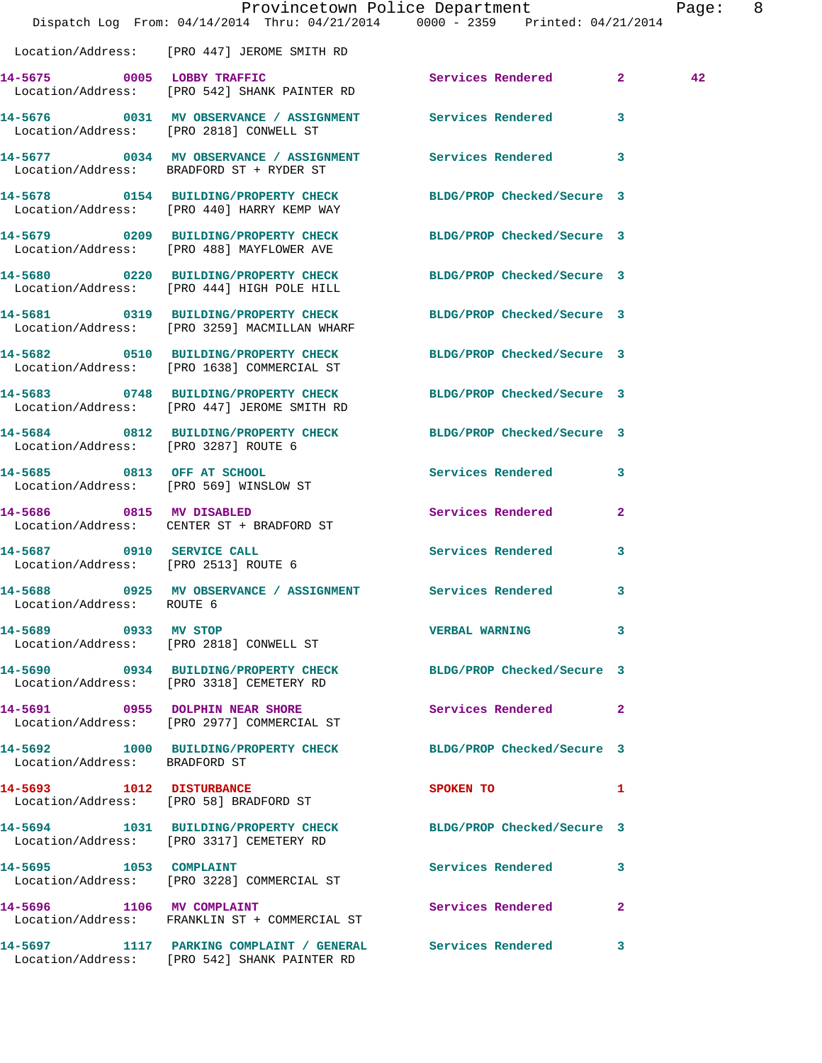Location/Address: [PRO 447] JEROME SMITH RD

| Call # | Time | Call Reason | Action | Priority | |
|---|---|---|---|---|---|
| 14-5675 | 0005 | LOBBY TRAFFIC | Services Rendered | 2 | 42 |
| | | Location/Address: [PRO 542] SHANK PAINTER RD | | | |
| 14-5676 | 0031 | MV OBSERVANCE / ASSIGNMENT | Services Rendered | 3 | |
| | | Location/Address: [PRO 2818] CONWELL ST | | | |
| 14-5677 | 0034 | MV OBSERVANCE / ASSIGNMENT | Services Rendered | 3 | |
| | | Location/Address: BRADFORD ST + RYDER ST | | | |
| 14-5678 | 0154 | BUILDING/PROPERTY CHECK | BLDG/PROP Checked/Secure | 3 | |
| | | Location/Address: [PRO 440] HARRY KEMP WAY | | | |
| 14-5679 | 0209 | BUILDING/PROPERTY CHECK | BLDG/PROP Checked/Secure | 3 | |
| | | Location/Address: [PRO 488] MAYFLOWER AVE | | | |
| 14-5680 | 0220 | BUILDING/PROPERTY CHECK | BLDG/PROP Checked/Secure | 3 | |
| | | Location/Address: [PRO 444] HIGH POLE HILL | | | |
| 14-5681 | 0319 | BUILDING/PROPERTY CHECK | BLDG/PROP Checked/Secure | 3 | |
| | | Location/Address: [PRO 3259] MACMILLAN WHARF | | | |
| 14-5682 | 0510 | BUILDING/PROPERTY CHECK | BLDG/PROP Checked/Secure | 3 | |
| | | Location/Address: [PRO 1638] COMMERCIAL ST | | | |
| 14-5683 | 0748 | BUILDING/PROPERTY CHECK | BLDG/PROP Checked/Secure | 3 | |
| | | Location/Address: [PRO 447] JEROME SMITH RD | | | |
| 14-5684 | 0812 | BUILDING/PROPERTY CHECK | BLDG/PROP Checked/Secure | 3 | |
| | | Location/Address: [PRO 3287] ROUTE 6 | | | |
| 14-5685 | 0813 | OFF AT SCHOOL | Services Rendered | 3 | |
| | | Location/Address: [PRO 569] WINSLOW ST | | | |
| 14-5686 | 0815 | MV DISABLED | Services Rendered | 2 | |
| | | Location/Address: CENTER ST + BRADFORD ST | | | |
| 14-5687 | 0910 | SERVICE CALL | Services Rendered | 3 | |
| | | Location/Address: [PRO 2513] ROUTE 6 | | | |
| 14-5688 | 0925 | MV OBSERVANCE / ASSIGNMENT | Services Rendered | 3 | |
| | | Location/Address: ROUTE 6 | | | |
| 14-5689 | 0933 | MV STOP | VERBAL WARNING | 3 | |
| | | Location/Address: [PRO 2818] CONWELL ST | | | |
| 14-5690 | 0934 | BUILDING/PROPERTY CHECK | BLDG/PROP Checked/Secure | 3 | |
| | | Location/Address: [PRO 3318] CEMETERY RD | | | |
| 14-5691 | 0955 | DOLPHIN NEAR SHORE | Services Rendered | 2 | |
| | | Location/Address: [PRO 2977] COMMERCIAL ST | | | |
| 14-5692 | 1000 | BUILDING/PROPERTY CHECK | BLDG/PROP Checked/Secure | 3 | |
| | | Location/Address: BRADFORD ST | | | |
| 14-5693 | 1012 | DISTURBANCE | SPOKEN TO | 1 | |
| | | Location/Address: [PRO 58] BRADFORD ST | | | |
| 14-5694 | 1031 | BUILDING/PROPERTY CHECK | BLDG/PROP Checked/Secure | 3 | |
| | | Location/Address: [PRO 3317] CEMETERY RD | | | |
| 14-5695 | 1053 | COMPLAINT | Services Rendered | 3 | |
| | | Location/Address: [PRO 3228] COMMERCIAL ST | | | |
| 14-5696 | 1106 | MV COMPLAINT | Services Rendered | 2 | |
| | | Location/Address: FRANKLIN ST + COMMERCIAL ST | | | |
| 14-5697 | 1117 | PARKING COMPLAINT / GENERAL | Services Rendered | 3 | |
| | | Location/Address: [PRO 542] SHANK PAINTER RD | | | |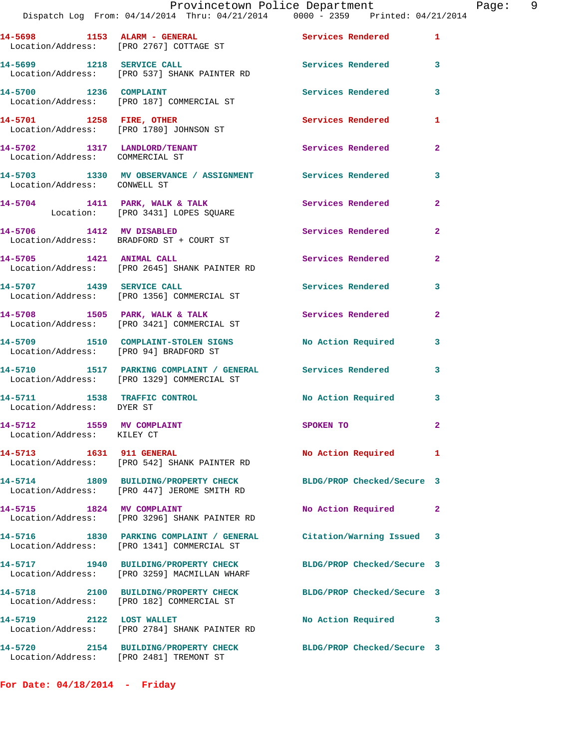| Call Number | Time | Call Reason | Action | Priority |
|---|---|---|---|---|
| 14-5698 | 1153 | ALARM - GENERAL | Services Rendered | 1 |
| Location/Address: | | [PRO 2767] COTTAGE ST | | |
| 14-5699 | 1218 | SERVICE CALL | Services Rendered | 3 |
| Location/Address: | | [PRO 537] SHANK PAINTER RD | | |
| 14-5700 | 1236 | COMPLAINT | Services Rendered | 3 |
| Location/Address: | | [PRO 187] COMMERCIAL ST | | |
| 14-5701 | 1258 | FIRE, OTHER | Services Rendered | 1 |
| Location/Address: | | [PRO 1780] JOHNSON ST | | |
| 14-5702 | 1317 | LANDLORD/TENANT | Services Rendered | 2 |
| Location/Address: | | COMMERCIAL ST | | |
| 14-5703 | 1330 | MV OBSERVANCE / ASSIGNMENT | Services Rendered | 3 |
| Location/Address: | | CONWELL ST | | |
| 14-5704 | 1411 | PARK, WALK & TALK | Services Rendered | 2 |
| Location: | | [PRO 3431] LOPES SQUARE | | |
| 14-5706 | 1412 | MV DISABLED | Services Rendered | 2 |
| Location/Address: | | BRADFORD ST + COURT ST | | |
| 14-5705 | 1421 | ANIMAL CALL | Services Rendered | 2 |
| Location/Address: | | [PRO 2645] SHANK PAINTER RD | | |
| 14-5707 | 1439 | SERVICE CALL | Services Rendered | 3 |
| Location/Address: | | [PRO 1356] COMMERCIAL ST | | |
| 14-5708 | 1505 | PARK, WALK & TALK | Services Rendered | 2 |
| Location/Address: | | [PRO 3421] COMMERCIAL ST | | |
| 14-5709 | 1510 | COMPLAINT-STOLEN SIGNS | No Action Required | 3 |
| Location/Address: | | [PRO 94] BRADFORD ST | | |
| 14-5710 | 1517 | PARKING COMPLAINT / GENERAL | Services Rendered | 3 |
| Location/Address: | | [PRO 1329] COMMERCIAL ST | | |
| 14-5711 | 1538 | TRAFFIC CONTROL | No Action Required | 3 |
| Location/Address: | | DYER ST | | |
| 14-5712 | 1559 | MV COMPLAINT | SPOKEN TO | 2 |
| Location/Address: | | KILEY CT | | |
| 14-5713 | 1631 | 911 GENERAL | No Action Required | 1 |
| Location/Address: | | [PRO 542] SHANK PAINTER RD | | |
| 14-5714 | 1809 | BUILDING/PROPERTY CHECK | BLDG/PROP Checked/Secure | 3 |
| Location/Address: | | [PRO 447] JEROME SMITH RD | | |
| 14-5715 | 1824 | MV COMPLAINT | No Action Required | 2 |
| Location/Address: | | [PRO 3296] SHANK PAINTER RD | | |
| 14-5716 | 1830 | PARKING COMPLAINT / GENERAL | Citation/Warning Issued | 3 |
| Location/Address: | | [PRO 1341] COMMERCIAL ST | | |
| 14-5717 | 1940 | BUILDING/PROPERTY CHECK | BLDG/PROP Checked/Secure | 3 |
| Location/Address: | | [PRO 3259] MACMILLAN WHARF | | |
| 14-5718 | 2100 | BUILDING/PROPERTY CHECK | BLDG/PROP Checked/Secure | 3 |
| Location/Address: | | [PRO 182] COMMERCIAL ST | | |
| 14-5719 | 2122 | LOST WALLET | No Action Required | 3 |
| Location/Address: | | [PRO 2784] SHANK PAINTER RD | | |
| 14-5720 | 2154 | BUILDING/PROPERTY CHECK | BLDG/PROP Checked/Secure | 3 |
| Location/Address: | | [PRO 2481] TREMONT ST | | |

**For Date: 04/18/2014 - Friday**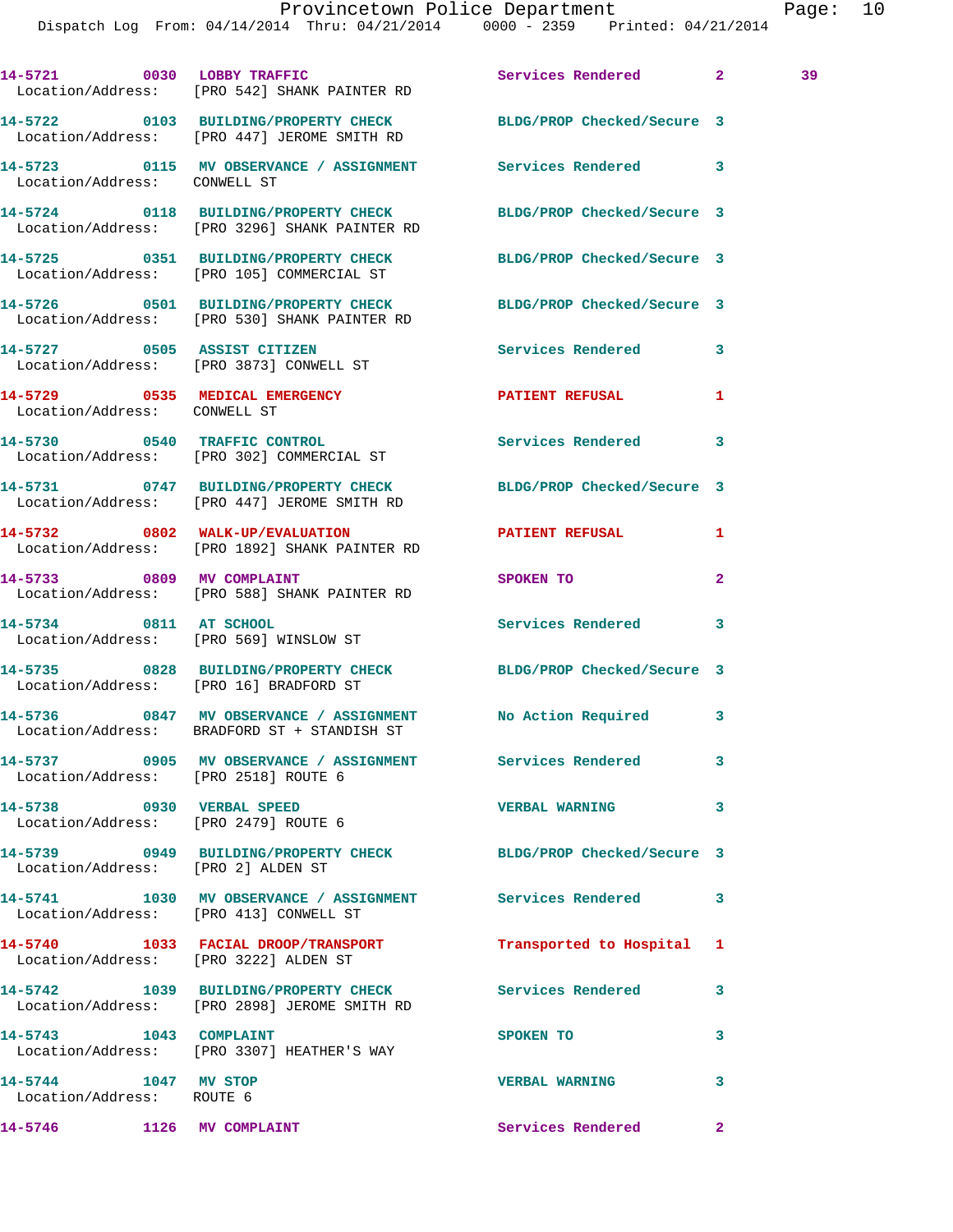14-5721 0030 LOBBY TRAFFIC Services Rendered 2 39
Location/Address: [PRO 542] SHANK PAINTER RD

14-5722 0103 BUILDING/PROPERTY CHECK BLDG/PROP Checked/Secure 3
Location/Address: [PRO 447] JEROME SMITH RD

14-5723 0115 MV OBSERVANCE / ASSIGNMENT Services Rendered 3
Location/Address: CONWELL ST

14-5724 0118 BUILDING/PROPERTY CHECK BLDG/PROP Checked/Secure 3
Location/Address: [PRO 3296] SHANK PAINTER RD

14-5725 0351 BUILDING/PROPERTY CHECK BLDG/PROP Checked/Secure 3
Location/Address: [PRO 105] COMMERCIAL ST

14-5726 0501 BUILDING/PROPERTY CHECK BLDG/PROP Checked/Secure 3
Location/Address: [PRO 530] SHANK PAINTER RD

14-5727 0505 ASSIST CITIZEN Services Rendered 3
Location/Address: [PRO 3873] CONWELL ST

14-5729 0535 MEDICAL EMERGENCY PATIENT REFUSAL 1
Location/Address: CONWELL ST

14-5730 0540 TRAFFIC CONTROL Services Rendered 3
Location/Address: [PRO 302] COMMERCIAL ST

14-5731 0747 BUILDING/PROPERTY CHECK BLDG/PROP Checked/Secure 3
Location/Address: [PRO 447] JEROME SMITH RD

14-5732 0802 WALK-UP/EVALUATION PATIENT REFUSAL 1
Location/Address: [PRO 1892] SHANK PAINTER RD

14-5733 0809 MV COMPLAINT SPOKEN TO 2
Location/Address: [PRO 588] SHANK PAINTER RD

14-5734 0811 AT SCHOOL Services Rendered 3
Location/Address: [PRO 569] WINSLOW ST

14-5735 0828 BUILDING/PROPERTY CHECK BLDG/PROP Checked/Secure 3
Location/Address: [PRO 16] BRADFORD ST

14-5736 0847 MV OBSERVANCE / ASSIGNMENT No Action Required 3
Location/Address: BRADFORD ST + STANDISH ST

14-5737 0905 MV OBSERVANCE / ASSIGNMENT Services Rendered 3
Location/Address: [PRO 2518] ROUTE 6

14-5738 0930 VERBAL SPEED VERBAL WARNING 3
Location/Address: [PRO 2479] ROUTE 6

14-5739 0949 BUILDING/PROPERTY CHECK BLDG/PROP Checked/Secure 3
Location/Address: [PRO 2] ALDEN ST

14-5741 1030 MV OBSERVANCE / ASSIGNMENT Services Rendered 3
Location/Address: [PRO 413] CONWELL ST

14-5740 1033 FACIAL DROOP/TRANSPORT Transported to Hospital 1
Location/Address: [PRO 3222] ALDEN ST

14-5742 1039 BUILDING/PROPERTY CHECK Services Rendered 3
Location/Address: [PRO 2898] JEROME SMITH RD

14-5743 1043 COMPLAINT SPOKEN TO 3
Location/Address: [PRO 3307] HEATHER'S WAY

14-5744 1047 MV STOP VERBAL WARNING 3
Location/Address: ROUTE 6

14-5746 1126 MV COMPLAINT Services Rendered 2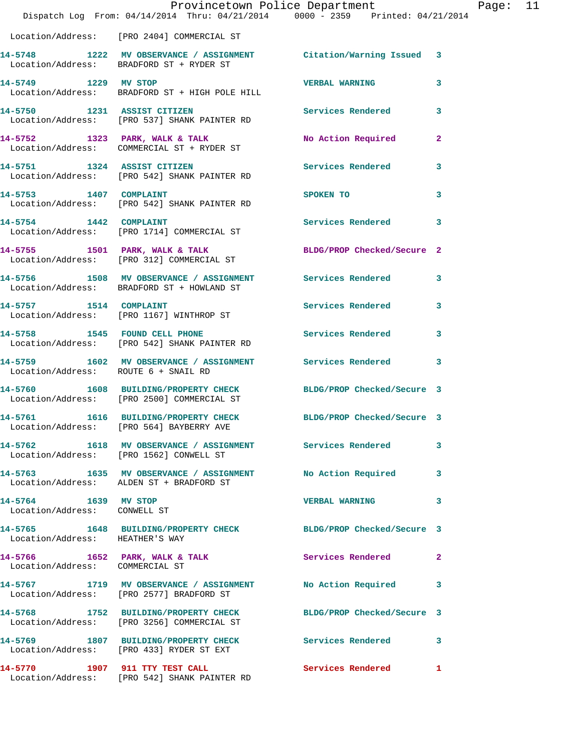Location/Address: [PRO 2404] COMMERCIAL ST

| Call # | Time | Call Reason | Action | Priority |
|---|---|---|---|---|
| 14-5748 | 1222 | MV OBSERVANCE / ASSIGNMENT | Citation/Warning Issued | 3 |
| Location/Address: | | BRADFORD ST + RYDER ST | | |
| 14-5749 | 1229 | MV STOP | VERBAL WARNING | 3 |
| Location/Address: | | BRADFORD ST + HIGH POLE HILL | | |
| 14-5750 | 1231 | ASSIST CITIZEN | Services Rendered | 3 |
| Location/Address: | | [PRO 537] SHANK PAINTER RD | | |
| 14-5752 | 1323 | PARK, WALK & TALK | No Action Required | 2 |
| Location/Address: | | COMMERCIAL ST + RYDER ST | | |
| 14-5751 | 1324 | ASSIST CITIZEN | Services Rendered | 3 |
| Location/Address: | | [PRO 542] SHANK PAINTER RD | | |
| 14-5753 | 1407 | COMPLAINT | SPOKEN TO | 3 |
| Location/Address: | | [PRO 542] SHANK PAINTER RD | | |
| 14-5754 | 1442 | COMPLAINT | Services Rendered | 3 |
| Location/Address: | | [PRO 1714] COMMERCIAL ST | | |
| 14-5755 | 1501 | PARK, WALK & TALK | BLDG/PROP Checked/Secure | 2 |
| Location/Address: | | [PRO 312] COMMERCIAL ST | | |
| 14-5756 | 1508 | MV OBSERVANCE / ASSIGNMENT | Services Rendered | 3 |
| Location/Address: | | BRADFORD ST + HOWLAND ST | | |
| 14-5757 | 1514 | COMPLAINT | Services Rendered | 3 |
| Location/Address: | | [PRO 1167] WINTHROP ST | | |
| 14-5758 | 1545 | FOUND CELL PHONE | Services Rendered | 3 |
| Location/Address: | | [PRO 542] SHANK PAINTER RD | | |
| 14-5759 | 1602 | MV OBSERVANCE / ASSIGNMENT | Services Rendered | 3 |
| Location/Address: | | ROUTE 6 + SNAIL RD | | |
| 14-5760 | 1608 | BUILDING/PROPERTY CHECK | BLDG/PROP Checked/Secure | 3 |
| Location/Address: | | [PRO 2500] COMMERCIAL ST | | |
| 14-5761 | 1616 | BUILDING/PROPERTY CHECK | BLDG/PROP Checked/Secure | 3 |
| Location/Address: | | [PRO 564] BAYBERRY AVE | | |
| 14-5762 | 1618 | MV OBSERVANCE / ASSIGNMENT | Services Rendered | 3 |
| Location/Address: | | [PRO 1562] CONWELL ST | | |
| 14-5763 | 1635 | MV OBSERVANCE / ASSIGNMENT | No Action Required | 3 |
| Location/Address: | | ALDEN ST + BRADFORD ST | | |
| 14-5764 | 1639 | MV STOP | VERBAL WARNING | 3 |
| Location/Address: | | CONWELL ST | | |
| 14-5765 | 1648 | BUILDING/PROPERTY CHECK | BLDG/PROP Checked/Secure | 3 |
| Location/Address: | | HEATHER'S WAY | | |
| 14-5766 | 1652 | PARK, WALK & TALK | Services Rendered | 2 |
| Location/Address: | | COMMERCIAL ST | | |
| 14-5767 | 1719 | MV OBSERVANCE / ASSIGNMENT | No Action Required | 3 |
| Location/Address: | | [PRO 2577] BRADFORD ST | | |
| 14-5768 | 1752 | BUILDING/PROPERTY CHECK | BLDG/PROP Checked/Secure | 3 |
| Location/Address: | | [PRO 3256] COMMERCIAL ST | | |
| 14-5769 | 1807 | BUILDING/PROPERTY CHECK | Services Rendered | 3 |
| Location/Address: | | [PRO 433] RYDER ST EXT | | |
| 14-5770 | 1907 | 911 TTY TEST CALL | Services Rendered | 1 |
| Location/Address: | | [PRO 542] SHANK PAINTER RD | | |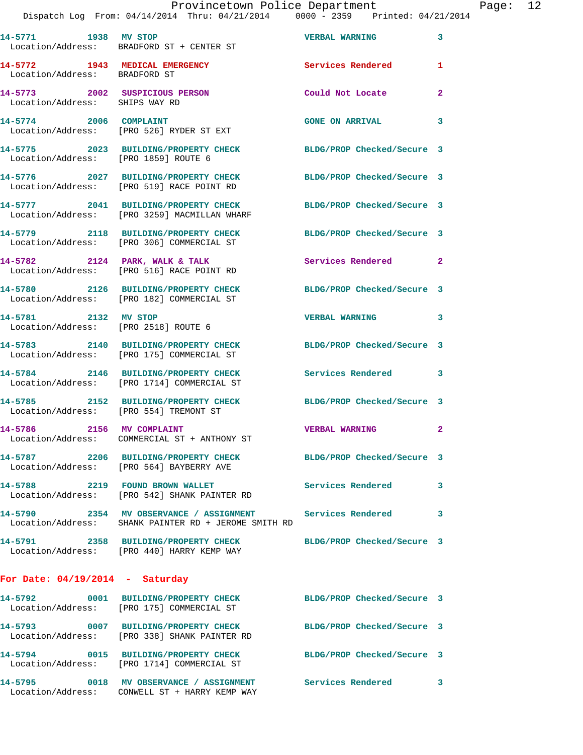| Call Number | Time | Call Reason | Action | Priority |
|---|---|---|---|---|
| 14-5771 | 1938 | MV STOP | VERBAL WARNING | 3 |
| Location/Address: BRADFORD ST + CENTER ST | | | | |
| 14-5772 | 1943 | MEDICAL EMERGENCY | Services Rendered | 1 |
| Location/Address: BRADFORD ST | | | | |
| 14-5773 | 2002 | SUSPICIOUS PERSON | Could Not Locate | 2 |
| Location/Address: SHIPS WAY RD | | | | |
| 14-5774 | 2006 | COMPLAINT | GONE ON ARRIVAL | 3 |
| Location/Address: [PRO 526] RYDER ST EXT | | | | |
| 14-5775 | 2023 | BUILDING/PROPERTY CHECK | BLDG/PROP Checked/Secure | 3 |
| Location/Address: [PRO 1859] ROUTE 6 | | | | |
| 14-5776 | 2027 | BUILDING/PROPERTY CHECK | BLDG/PROP Checked/Secure | 3 |
| Location/Address: [PRO 519] RACE POINT RD | | | | |
| 14-5777 | 2041 | BUILDING/PROPERTY CHECK | BLDG/PROP Checked/Secure | 3 |
| Location/Address: [PRO 3259] MACMILLAN WHARF | | | | |
| 14-5779 | 2118 | BUILDING/PROPERTY CHECK | BLDG/PROP Checked/Secure | 3 |
| Location/Address: [PRO 306] COMMERCIAL ST | | | | |
| 14-5782 | 2124 | PARK, WALK & TALK | Services Rendered | 2 |
| Location/Address: [PRO 516] RACE POINT RD | | | | |
| 14-5780 | 2126 | BUILDING/PROPERTY CHECK | BLDG/PROP Checked/Secure | 3 |
| Location/Address: [PRO 182] COMMERCIAL ST | | | | |
| 14-5781 | 2132 | MV STOP | VERBAL WARNING | 3 |
| Location/Address: [PRO 2518] ROUTE 6 | | | | |
| 14-5783 | 2140 | BUILDING/PROPERTY CHECK | BLDG/PROP Checked/Secure | 3 |
| Location/Address: [PRO 175] COMMERCIAL ST | | | | |
| 14-5784 | 2146 | BUILDING/PROPERTY CHECK | Services Rendered | 3 |
| Location/Address: [PRO 1714] COMMERCIAL ST | | | | |
| 14-5785 | 2152 | BUILDING/PROPERTY CHECK | BLDG/PROP Checked/Secure | 3 |
| Location/Address: [PRO 554] TREMONT ST | | | | |
| 14-5786 | 2156 | MV COMPLAINT | VERBAL WARNING | 2 |
| Location/Address: COMMERCIAL ST + ANTHONY ST | | | | |
| 14-5787 | 2206 | BUILDING/PROPERTY CHECK | BLDG/PROP Checked/Secure | 3 |
| Location/Address: [PRO 564] BAYBERRY AVE | | | | |
| 14-5788 | 2219 | FOUND BROWN WALLET | Services Rendered | 3 |
| Location/Address: [PRO 542] SHANK PAINTER RD | | | | |
| 14-5790 | 2354 | MV OBSERVANCE / ASSIGNMENT | Services Rendered | 3 |
| Location/Address: SHANK PAINTER RD + JEROME SMITH RD | | | | |
| 14-5791 | 2358 | BUILDING/PROPERTY CHECK | BLDG/PROP Checked/Secure | 3 |
| Location/Address: [PRO 440] HARRY KEMP WAY | | | | |

## For Date: 04/19/2014 - Saturday

| Call Number | Time | Call Reason | Action | Priority |
|---|---|---|---|---|
| 14-5792 | 0001 | BUILDING/PROPERTY CHECK | BLDG/PROP Checked/Secure | 3 |
| Location/Address: [PRO 175] COMMERCIAL ST | | | | |
| 14-5793 | 0007 | BUILDING/PROPERTY CHECK | BLDG/PROP Checked/Secure | 3 |
| Location/Address: [PRO 338] SHANK PAINTER RD | | | | |
| 14-5794 | 0015 | BUILDING/PROPERTY CHECK | BLDG/PROP Checked/Secure | 3 |
| Location/Address: [PRO 1714] COMMERCIAL ST | | | | |
| 14-5795 | 0018 | MV OBSERVANCE / ASSIGNMENT | Services Rendered | 3 |
| Location/Address: CONWELL ST + HARRY KEMP WAY | | | | |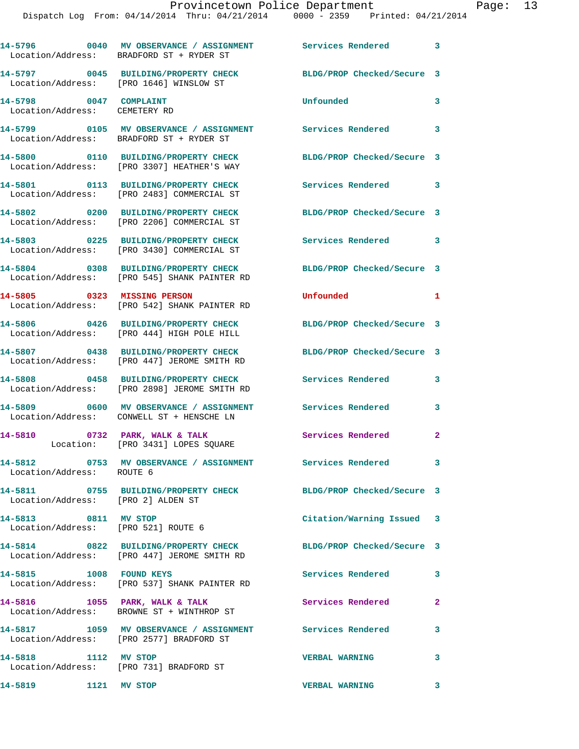14-5796 0040 MV OBSERVANCE / ASSIGNMENT Services Rendered 3
Location/Address: BRADFORD ST + RYDER ST

14-5797 0045 BUILDING/PROPERTY CHECK BLDG/PROP Checked/Secure 3
Location/Address: [PRO 1646] WINSLOW ST

14-5798 0047 COMPLAINT Unfounded 3
Location/Address: CEMETERY RD

14-5799 0105 MV OBSERVANCE / ASSIGNMENT Services Rendered 3
Location/Address: BRADFORD ST + RYDER ST

14-5800 0110 BUILDING/PROPERTY CHECK BLDG/PROP Checked/Secure 3
Location/Address: [PRO 3307] HEATHER'S WAY

14-5801 0113 BUILDING/PROPERTY CHECK Services Rendered 3
Location/Address: [PRO 2483] COMMERCIAL ST

14-5802 0200 BUILDING/PROPERTY CHECK BLDG/PROP Checked/Secure 3
Location/Address: [PRO 2206] COMMERCIAL ST

14-5803 0225 BUILDING/PROPERTY CHECK Services Rendered 3
Location/Address: [PRO 3430] COMMERCIAL ST

14-5804 0308 BUILDING/PROPERTY CHECK BLDG/PROP Checked/Secure 3
Location/Address: [PRO 545] SHANK PAINTER RD

14-5805 0323 MISSING PERSON Unfounded 1
Location/Address: [PRO 542] SHANK PAINTER RD

14-5806 0426 BUILDING/PROPERTY CHECK BLDG/PROP Checked/Secure 3
Location/Address: [PRO 444] HIGH POLE HILL

14-5807 0438 BUILDING/PROPERTY CHECK BLDG/PROP Checked/Secure 3
Location/Address: [PRO 447] JEROME SMITH RD

14-5808 0458 BUILDING/PROPERTY CHECK Services Rendered 3
Location/Address: [PRO 2898] JEROME SMITH RD

14-5809 0600 MV OBSERVANCE / ASSIGNMENT Services Rendered 3
Location/Address: CONWELL ST + HENSCHE LN

14-5810 0732 PARK, WALK & TALK Services Rendered 2
Location: [PRO 3431] LOPES SQUARE

14-5812 0753 MV OBSERVANCE / ASSIGNMENT Services Rendered 3
Location/Address: ROUTE 6

14-5811 0755 BUILDING/PROPERTY CHECK BLDG/PROP Checked/Secure 3
Location/Address: [PRO 2] ALDEN ST

14-5813 0811 MV STOP Citation/Warning Issued 3
Location/Address: [PRO 521] ROUTE 6

14-5814 0822 BUILDING/PROPERTY CHECK BLDG/PROP Checked/Secure 3
Location/Address: [PRO 447] JEROME SMITH RD

14-5815 1008 FOUND KEYS Services Rendered 3
Location/Address: [PRO 537] SHANK PAINTER RD

14-5816 1055 PARK, WALK & TALK Services Rendered 2
Location/Address: BROWNE ST + WINTHROP ST

14-5817 1059 MV OBSERVANCE / ASSIGNMENT Services Rendered 3
Location/Address: [PRO 2577] BRADFORD ST

14-5818 1112 MV STOP VERBAL WARNING 3
Location/Address: [PRO 731] BRADFORD ST

14-5819 1121 MV STOP VERBAL WARNING 3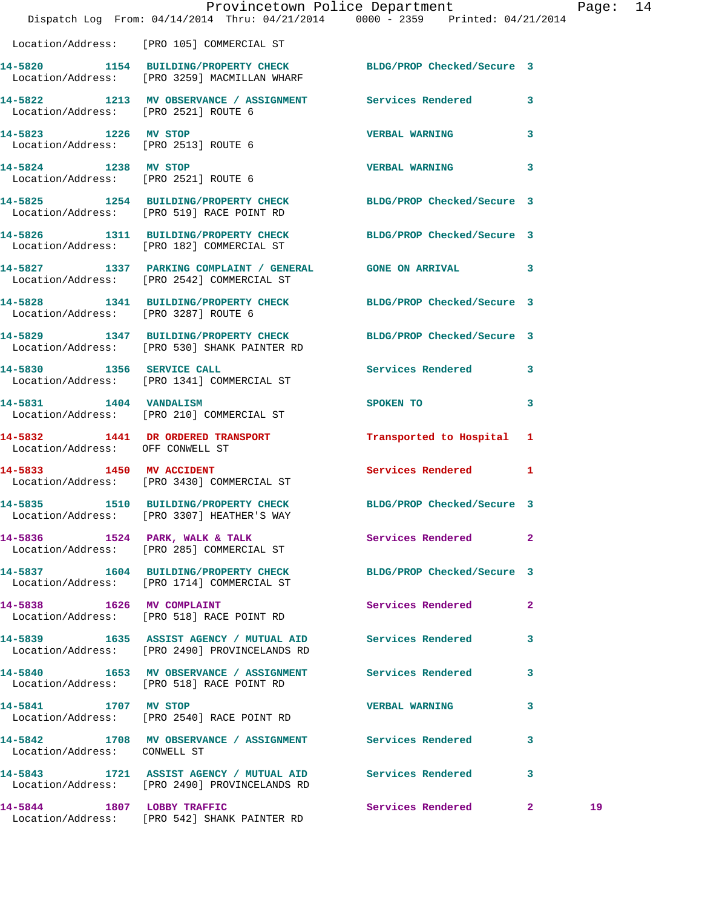Location/Address: [PRO 105] COMMERCIAL ST

| Call # | Time | Call Reason | Action | Priority | |
|---|---|---|---|---|---|
| 14-5820 | 1154 | BUILDING/PROPERTY CHECK | BLDG/PROP Checked/Secure | 3 | |
| Location/Address: [PRO 3259] MACMILLAN WHARF | | | | | |
| 14-5822 | 1213 | MV OBSERVANCE / ASSIGNMENT | Services Rendered | 3 | |
| Location/Address: [PRO 2521] ROUTE 6 | | | | | |
| 14-5823 | 1226 | MV STOP | VERBAL WARNING | 3 | |
| Location/Address: [PRO 2513] ROUTE 6 | | | | | |
| 14-5824 | 1238 | MV STOP | VERBAL WARNING | 3 | |
| Location/Address: [PRO 2521] ROUTE 6 | | | | | |
| 14-5825 | 1254 | BUILDING/PROPERTY CHECK | BLDG/PROP Checked/Secure | 3 | |
| Location/Address: [PRO 519] RACE POINT RD | | | | | |
| 14-5826 | 1311 | BUILDING/PROPERTY CHECK | BLDG/PROP Checked/Secure | 3 | |
| Location/Address: [PRO 182] COMMERCIAL ST | | | | | |
| 14-5827 | 1337 | PARKING COMPLAINT / GENERAL | GONE ON ARRIVAL | 3 | |
| Location/Address: [PRO 2542] COMMERCIAL ST | | | | | |
| 14-5828 | 1341 | BUILDING/PROPERTY CHECK | BLDG/PROP Checked/Secure | 3 | |
| Location/Address: [PRO 3287] ROUTE 6 | | | | | |
| 14-5829 | 1347 | BUILDING/PROPERTY CHECK | BLDG/PROP Checked/Secure | 3 | |
| Location/Address: [PRO 530] SHANK PAINTER RD | | | | | |
| 14-5830 | 1356 | SERVICE CALL | Services Rendered | 3 | |
| Location/Address: [PRO 1341] COMMERCIAL ST | | | | | |
| 14-5831 | 1404 | VANDALISM | SPOKEN TO | 3 | |
| Location/Address: [PRO 210] COMMERCIAL ST | | | | | |
| 14-5832 | 1441 | DR ORDERED TRANSPORT | Transported to Hospital | 1 | |
| Location/Address: OFF CONWELL ST | | | | | |
| 14-5833 | 1450 | MV ACCIDENT | Services Rendered | 1 | |
| Location/Address: [PRO 3430] COMMERCIAL ST | | | | | |
| 14-5835 | 1510 | BUILDING/PROPERTY CHECK | BLDG/PROP Checked/Secure | 3 | |
| Location/Address: [PRO 3307] HEATHER'S WAY | | | | | |
| 14-5836 | 1524 | PARK, WALK & TALK | Services Rendered | 2 | |
| Location/Address: [PRO 285] COMMERCIAL ST | | | | | |
| 14-5837 | 1604 | BUILDING/PROPERTY CHECK | BLDG/PROP Checked/Secure | 3 | |
| Location/Address: [PRO 1714] COMMERCIAL ST | | | | | |
| 14-5838 | 1626 | MV COMPLAINT | Services Rendered | 2 | |
| Location/Address: [PRO 518] RACE POINT RD | | | | | |
| 14-5839 | 1635 | ASSIST AGENCY / MUTUAL AID | Services Rendered | 3 | |
| Location/Address: [PRO 2490] PROVINCELANDS RD | | | | | |
| 14-5840 | 1653 | MV OBSERVANCE / ASSIGNMENT | Services Rendered | 3 | |
| Location/Address: [PRO 518] RACE POINT RD | | | | | |
| 14-5841 | 1707 | MV STOP | VERBAL WARNING | 3 | |
| Location/Address: [PRO 2540] RACE POINT RD | | | | | |
| 14-5842 | 1708 | MV OBSERVANCE / ASSIGNMENT | Services Rendered | 3 | |
| Location/Address: CONWELL ST | | | | | |
| 14-5843 | 1721 | ASSIST AGENCY / MUTUAL AID | Services Rendered | 3 | |
| Location/Address: [PRO 2490] PROVINCELANDS RD | | | | | |
| 14-5844 | 1807 | LOBBY TRAFFIC | Services Rendered | 2 | 19 |
| Location/Address: [PRO 542] SHANK PAINTER RD | | | | | |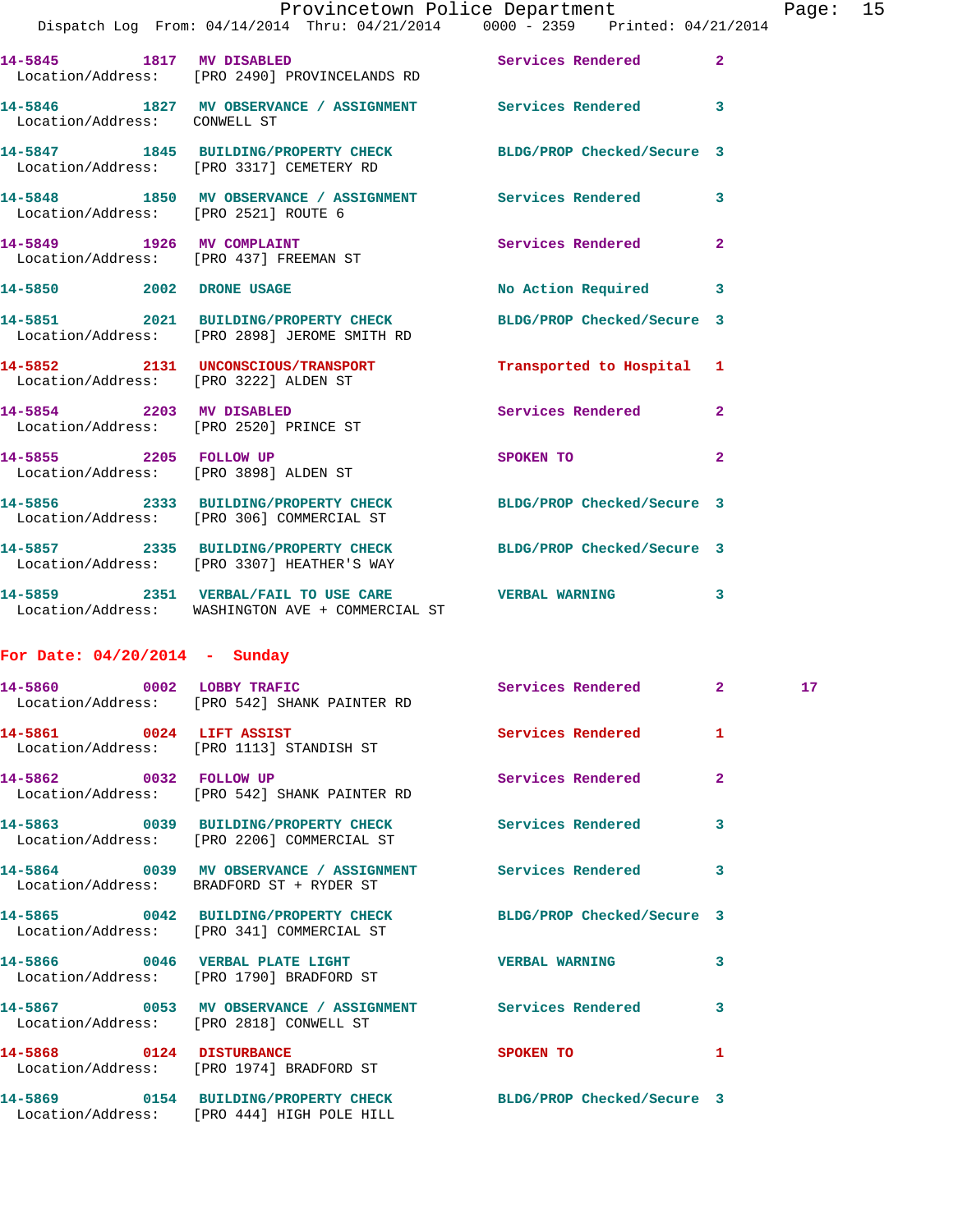14-5845 1817 MV DISABLED Services Rendered 2
Location/Address: [PRO 2490] PROVINCELANDS RD

14-5846 1827 MV OBSERVANCE / ASSIGNMENT Services Rendered 3
Location/Address: CONWELL ST

14-5847 1845 BUILDING/PROPERTY CHECK BLDG/PROP Checked/Secure 3
Location/Address: [PRO 3317] CEMETERY RD

14-5848 1850 MV OBSERVANCE / ASSIGNMENT Services Rendered 3
Location/Address: [PRO 2521] ROUTE 6

14-5849 1926 MV COMPLAINT Services Rendered 2
Location/Address: [PRO 437] FREEMAN ST

14-5850 2002 DRONE USAGE No Action Required 3

14-5851 2021 BUILDING/PROPERTY CHECK BLDG/PROP Checked/Secure 3
Location/Address: [PRO 2898] JEROME SMITH RD

14-5852 2131 UNCONSCIOUS/TRANSPORT Transported to Hospital 1
Location/Address: [PRO 3222] ALDEN ST

14-5854 2203 MV DISABLED Services Rendered 2
Location/Address: [PRO 2520] PRINCE ST

14-5855 2205 FOLLOW UP SPOKEN TO 2
Location/Address: [PRO 3898] ALDEN ST

14-5856 2333 BUILDING/PROPERTY CHECK BLDG/PROP Checked/Secure 3
Location/Address: [PRO 306] COMMERCIAL ST

14-5857 2335 BUILDING/PROPERTY CHECK BLDG/PROP Checked/Secure 3
Location/Address: [PRO 3307] HEATHER'S WAY

14-5859 2351 VERBAL/FAIL TO USE CARE VERBAL WARNING 3
Location/Address: WASHINGTON AVE + COMMERCIAL ST

## For Date: 04/20/2014 - Sunday

14-5860 0002 LOBBY TRAFIC Services Rendered 2 17
Location/Address: [PRO 542] SHANK PAINTER RD

14-5861 0024 LIFT ASSIST Services Rendered 1
Location/Address: [PRO 1113] STANDISH ST

14-5862 0032 FOLLOW UP Services Rendered 2
Location/Address: [PRO 542] SHANK PAINTER RD

14-5863 0039 BUILDING/PROPERTY CHECK Services Rendered 3
Location/Address: [PRO 2206] COMMERCIAL ST

14-5864 0039 MV OBSERVANCE / ASSIGNMENT Services Rendered 3
Location/Address: BRADFORD ST + RYDER ST

14-5865 0042 BUILDING/PROPERTY CHECK BLDG/PROP Checked/Secure 3
Location/Address: [PRO 341] COMMERCIAL ST

14-5866 0046 VERBAL PLATE LIGHT VERBAL WARNING 3
Location/Address: [PRO 1790] BRADFORD ST

14-5867 0053 MV OBSERVANCE / ASSIGNMENT Services Rendered 3
Location/Address: [PRO 2818] CONWELL ST

14-5868 0124 DISTURBANCE SPOKEN TO 1
Location/Address: [PRO 1974] BRADFORD ST

14-5869 0154 BUILDING/PROPERTY CHECK BLDG/PROP Checked/Secure 3
Location/Address: [PRO 444] HIGH POLE HILL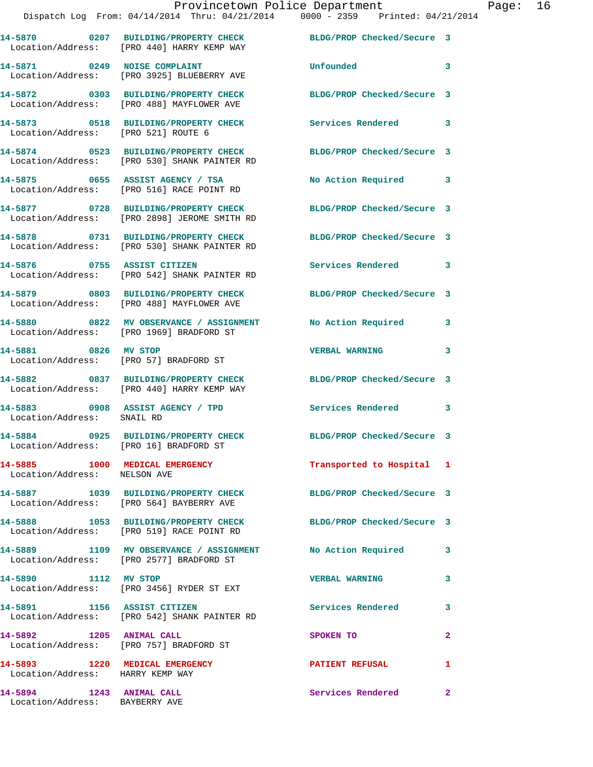14-5870 0207 BUILDING/PROPERTY CHECK BLDG/PROP Checked/Secure 3
Location/Address: [PRO 440] HARRY KEMP WAY

14-5871 0249 NOISE COMPLAINT Unfounded 3
Location/Address: [PRO 3925] BLUEBERRY AVE

14-5872 0303 BUILDING/PROPERTY CHECK BLDG/PROP Checked/Secure 3
Location/Address: [PRO 488] MAYFLOWER AVE

14-5873 0518 BUILDING/PROPERTY CHECK Services Rendered 3
Location/Address: [PRO 521] ROUTE 6

14-5874 0523 BUILDING/PROPERTY CHECK BLDG/PROP Checked/Secure 3
Location/Address: [PRO 530] SHANK PAINTER RD

14-5875 0655 ASSIST AGENCY / TSA No Action Required 3
Location/Address: [PRO 516] RACE POINT RD

14-5877 0728 BUILDING/PROPERTY CHECK BLDG/PROP Checked/Secure 3
Location/Address: [PRO 2898] JEROME SMITH RD

14-5878 0731 BUILDING/PROPERTY CHECK BLDG/PROP Checked/Secure 3
Location/Address: [PRO 530] SHANK PAINTER RD

14-5876 0755 ASSIST CITIZEN Services Rendered 3
Location/Address: [PRO 542] SHANK PAINTER RD

14-5879 0803 BUILDING/PROPERTY CHECK BLDG/PROP Checked/Secure 3
Location/Address: [PRO 488] MAYFLOWER AVE

14-5880 0822 MV OBSERVANCE / ASSIGNMENT No Action Required 3
Location/Address: [PRO 1969] BRADFORD ST

14-5881 0826 MV STOP VERBAL WARNING 3
Location/Address: [PRO 57] BRADFORD ST

14-5882 0837 BUILDING/PROPERTY CHECK BLDG/PROP Checked/Secure 3
Location/Address: [PRO 440] HARRY KEMP WAY

14-5883 0908 ASSIST AGENCY / TPD Services Rendered 3
Location/Address: SNAIL RD

14-5884 0925 BUILDING/PROPERTY CHECK BLDG/PROP Checked/Secure 3
Location/Address: [PRO 16] BRADFORD ST

14-5885 1000 MEDICAL EMERGENCY Transported to Hospital 1
Location/Address: NELSON AVE

14-5887 1039 BUILDING/PROPERTY CHECK BLDG/PROP Checked/Secure 3
Location/Address: [PRO 564] BAYBERRY AVE

14-5888 1053 BUILDING/PROPERTY CHECK BLDG/PROP Checked/Secure 3
Location/Address: [PRO 519] RACE POINT RD

14-5889 1109 MV OBSERVANCE / ASSIGNMENT No Action Required 3
Location/Address: [PRO 2577] BRADFORD ST

14-5890 1112 MV STOP VERBAL WARNING 3
Location/Address: [PRO 3456] RYDER ST EXT

14-5891 1156 ASSIST CITIZEN Services Rendered 3
Location/Address: [PRO 542] SHANK PAINTER RD

14-5892 1205 ANIMAL CALL SPOKEN TO 2
Location/Address: [PRO 757] BRADFORD ST

14-5893 1220 MEDICAL EMERGENCY PATIENT REFUSAL 1
Location/Address: HARRY KEMP WAY

14-5894 1243 ANIMAL CALL Services Rendered 2
Location/Address: BAYBERRY AVE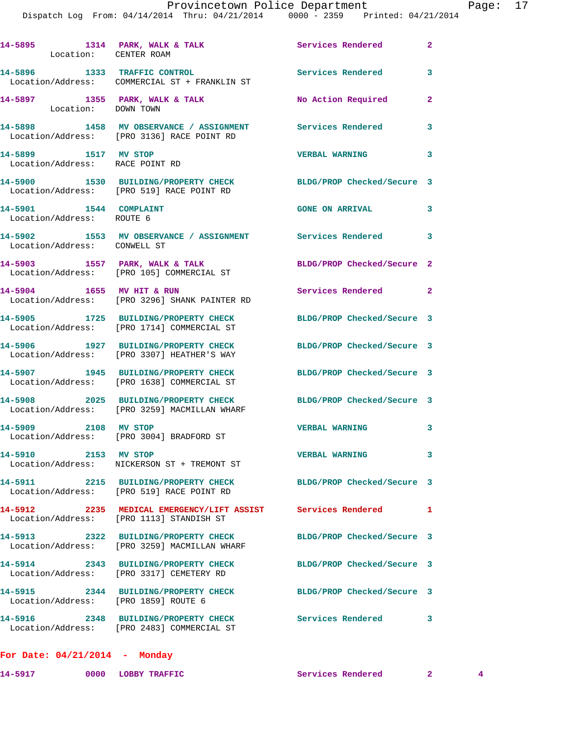14-5895 1314 PARK, WALK & TALK Services Rendered 2
Location: CENTER ROAM

14-5896 1333 TRAFFIC CONTROL Services Rendered 3
Location/Address: COMMERCIAL ST + FRANKLIN ST

14-5897 1355 PARK, WALK & TALK No Action Required 2
Location: DOWN TOWN

14-5898 1458 MV OBSERVANCE / ASSIGNMENT Services Rendered 3
Location/Address: [PRO 3136] RACE POINT RD

14-5899 1517 MV STOP VERBAL WARNING 3
Location/Address: RACE POINT RD

14-5900 1530 BUILDING/PROPERTY CHECK BLDG/PROP Checked/Secure 3
Location/Address: [PRO 519] RACE POINT RD

14-5901 1544 COMPLAINT GONE ON ARRIVAL 3
Location/Address: ROUTE 6

14-5902 1553 MV OBSERVANCE / ASSIGNMENT Services Rendered 3
Location/Address: CONWELL ST

14-5903 1557 PARK, WALK & TALK BLDG/PROP Checked/Secure 2
Location/Address: [PRO 105] COMMERCIAL ST

14-5904 1655 MV HIT & RUN Services Rendered 2
Location/Address: [PRO 3296] SHANK PAINTER RD

14-5905 1725 BUILDING/PROPERTY CHECK BLDG/PROP Checked/Secure 3
Location/Address: [PRO 1714] COMMERCIAL ST

14-5906 1927 BUILDING/PROPERTY CHECK BLDG/PROP Checked/Secure 3
Location/Address: [PRO 3307] HEATHER'S WAY

14-5907 1945 BUILDING/PROPERTY CHECK BLDG/PROP Checked/Secure 3
Location/Address: [PRO 1638] COMMERCIAL ST

14-5908 2025 BUILDING/PROPERTY CHECK BLDG/PROP Checked/Secure 3
Location/Address: [PRO 3259] MACMILLAN WHARF

14-5909 2108 MV STOP VERBAL WARNING 3
Location/Address: [PRO 3004] BRADFORD ST

14-5910 2153 MV STOP VERBAL WARNING 3
Location/Address: NICKERSON ST + TREMONT ST

14-5911 2215 BUILDING/PROPERTY CHECK BLDG/PROP Checked/Secure 3
Location/Address: [PRO 519] RACE POINT RD

14-5912 2235 MEDICAL EMERGENCY/LIFT ASSIST Services Rendered 1
Location/Address: [PRO 1113] STANDISH ST

14-5913 2322 BUILDING/PROPERTY CHECK BLDG/PROP Checked/Secure 3
Location/Address: [PRO 3259] MACMILLAN WHARF

14-5914 2343 BUILDING/PROPERTY CHECK BLDG/PROP Checked/Secure 3
Location/Address: [PRO 3317] CEMETERY RD

14-5915 2344 BUILDING/PROPERTY CHECK BLDG/PROP Checked/Secure 3
Location/Address: [PRO 1859] ROUTE 6

14-5916 2348 BUILDING/PROPERTY CHECK Services Rendered 3
Location/Address: [PRO 2483] COMMERCIAL ST

**For Date: 04/21/2014 - Monday**

14-5917 0000 LOBBY TRAFFIC Services Rendered 2 4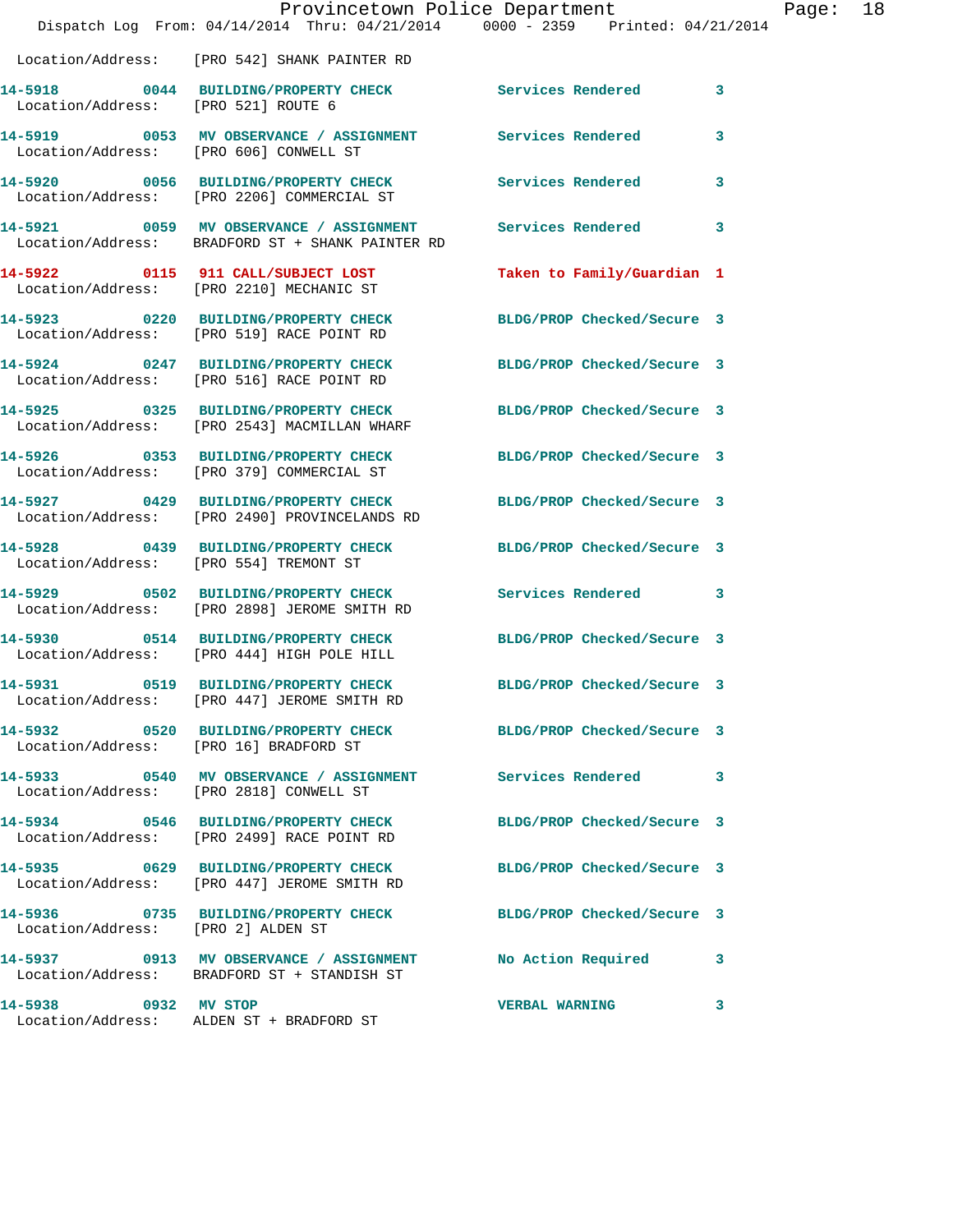Location/Address: [PRO 542] SHANK PAINTER RD

| | | | | |
|---|---|---|---|---|
| 14-5918 | 0044 | BUILDING/PROPERTY CHECK | Services Rendered | 3 |
| Location/Address: [PRO 521] ROUTE 6 | | | | |
| 14-5919 | 0053 | MV OBSERVANCE / ASSIGNMENT | Services Rendered | 3 |
| Location/Address: [PRO 606] CONWELL ST | | | | |
| 14-5920 | 0056 | BUILDING/PROPERTY CHECK | Services Rendered | 3 |
| Location/Address: [PRO 2206] COMMERCIAL ST | | | | |
| 14-5921 | 0059 | MV OBSERVANCE / ASSIGNMENT | Services Rendered | 3 |
| Location/Address: BRADFORD ST + SHANK PAINTER RD | | | | |
| 14-5922 | 0115 | 911 CALL/SUBJECT LOST | Taken to Family/Guardian | 1 |
| Location/Address: [PRO 2210] MECHANIC ST | | | | |
| 14-5923 | 0220 | BUILDING/PROPERTY CHECK | BLDG/PROP Checked/Secure | 3 |
| Location/Address: [PRO 519] RACE POINT RD | | | | |
| 14-5924 | 0247 | BUILDING/PROPERTY CHECK | BLDG/PROP Checked/Secure | 3 |
| Location/Address: [PRO 516] RACE POINT RD | | | | |
| 14-5925 | 0325 | BUILDING/PROPERTY CHECK | BLDG/PROP Checked/Secure | 3 |
| Location/Address: [PRO 2543] MACMILLAN WHARF | | | | |
| 14-5926 | 0353 | BUILDING/PROPERTY CHECK | BLDG/PROP Checked/Secure | 3 |
| Location/Address: [PRO 379] COMMERCIAL ST | | | | |
| 14-5927 | 0429 | BUILDING/PROPERTY CHECK | BLDG/PROP Checked/Secure | 3 |
| Location/Address: [PRO 2490] PROVINCELANDS RD | | | | |
| 14-5928 | 0439 | BUILDING/PROPERTY CHECK | BLDG/PROP Checked/Secure | 3 |
| Location/Address: [PRO 554] TREMONT ST | | | | |
| 14-5929 | 0502 | BUILDING/PROPERTY CHECK | Services Rendered | 3 |
| Location/Address: [PRO 2898] JEROME SMITH RD | | | | |
| 14-5930 | 0514 | BUILDING/PROPERTY CHECK | BLDG/PROP Checked/Secure | 3 |
| Location/Address: [PRO 444] HIGH POLE HILL | | | | |
| 14-5931 | 0519 | BUILDING/PROPERTY CHECK | BLDG/PROP Checked/Secure | 3 |
| Location/Address: [PRO 447] JEROME SMITH RD | | | | |
| 14-5932 | 0520 | BUILDING/PROPERTY CHECK | BLDG/PROP Checked/Secure | 3 |
| Location/Address: [PRO 16] BRADFORD ST | | | | |
| 14-5933 | 0540 | MV OBSERVANCE / ASSIGNMENT | Services Rendered | 3 |
| Location/Address: [PRO 2818] CONWELL ST | | | | |
| 14-5934 | 0546 | BUILDING/PROPERTY CHECK | BLDG/PROP Checked/Secure | 3 |
| Location/Address: [PRO 2499] RACE POINT RD | | | | |
| 14-5935 | 0629 | BUILDING/PROPERTY CHECK | BLDG/PROP Checked/Secure | 3 |
| Location/Address: [PRO 447] JEROME SMITH RD | | | | |
| 14-5936 | 0735 | BUILDING/PROPERTY CHECK | BLDG/PROP Checked/Secure | 3 |
| Location/Address: [PRO 2] ALDEN ST | | | | |
| 14-5937 | 0913 | MV OBSERVANCE / ASSIGNMENT | No Action Required | 3 |
| Location/Address: BRADFORD ST + STANDISH ST | | | | |
| 14-5938 | 0932 | MV STOP | VERBAL WARNING | 3 |
| Location/Address: ALDEN ST + BRADFORD ST | | | | |